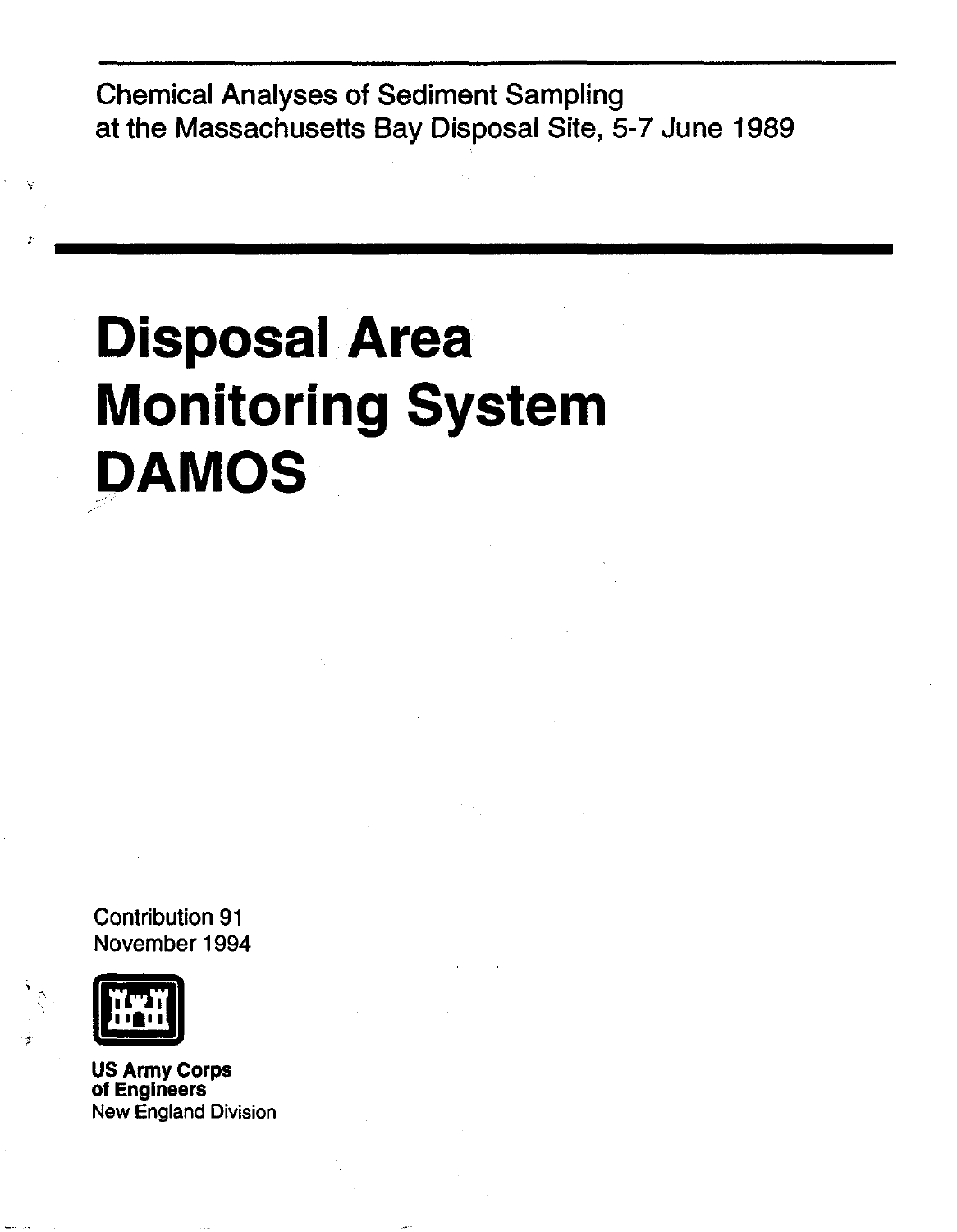Chemical Analyses of Sediment Sampling
at the Massachusetts Bay Disposal Site, 5-7 June 1989

# Disposal Area Monitoring System DAMOS

Contribution 91
November 1994

**US Army Corps of Engineers**
New England Division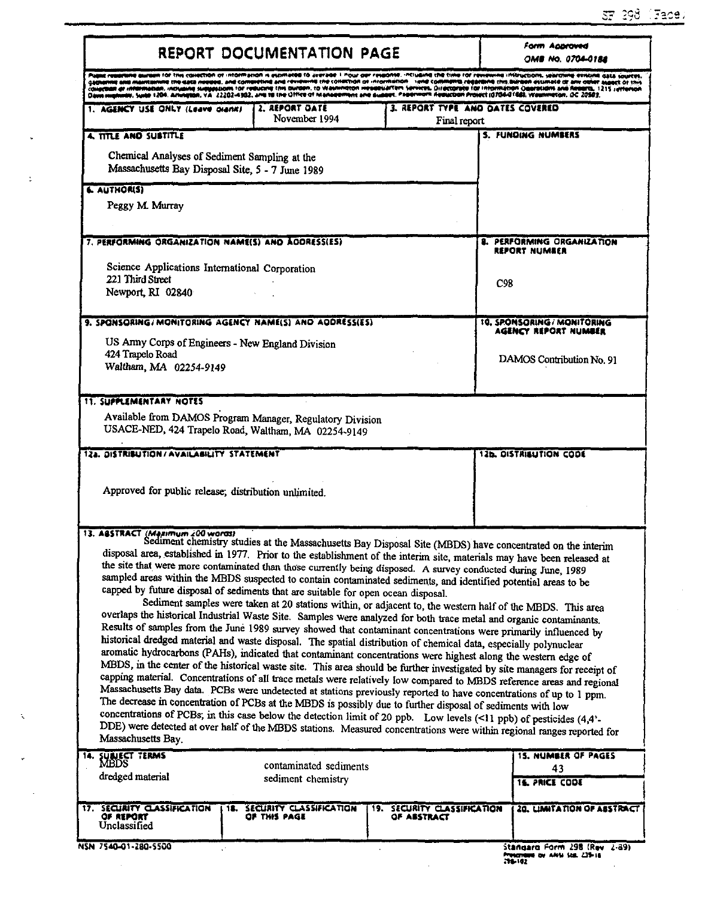# REPORT DOCUMENTATION PAGE

*Form Approved OMB No. 0704-0188*

Public reporting burden for this collection of information is estimated to average 1 hour per response, including the time for reviewing instructions, searching existing data sources, gathering and maintaining the data needed, and completing and reviewing the collection of information. Send comments regarding this burden estimate or any other aspect of this collection of information, including suggestions for reducing this burden, to Washington Headquarters Services, Directorate for Information Operations and Reports, 1215 Jefferson Davis Highway, Suite 1204, Arlington, VA 22202-4302, and to the Office of Management and Budget, Paperwork Reduction Project (0704-0188), Washington, DC 20503.

**1. AGENCY USE ONLY (Leave blank)**

**2. REPORT DATE**
November 1994

**3. REPORT TYPE AND DATES COVERED**
Final report

**4. TITLE AND SUBTITLE**
Chemical Analyses of Sediment Sampling at the Massachusetts Bay Disposal Site, 5 - 7 June 1989

**5. FUNDING NUMBERS**

**6. AUTHOR(S)**
Peggy M. Murray

**7. PERFORMING ORGANIZATION NAME(S) AND ADDRESS(ES)**
Science Applications International Corporation
221 Third Street
Newport, RI 02840

**8. PERFORMING ORGANIZATION REPORT NUMBER**
C98

**9. SPONSORING/MONITORING AGENCY NAME(S) AND ADDRESS(ES)**
US Army Corps of Engineers - New England Division
424 Trapelo Road
Waltham, MA 02254-9149

**10. SPONSORING/MONITORING AGENCY REPORT NUMBER**
DAMOS Contribution No. 91

**11. SUPPLEMENTARY NOTES**
Available from DAMOS Program Manager, Regulatory Division
USACE-NED, 424 Trapelo Road, Waltham, MA 02254-9149

**12a. DISTRIBUTION/AVAILABILITY STATEMENT**
Approved for public release; distribution unlimited.

**12b. DISTRIBUTION CODE**

**13. ABSTRACT (Maximum 200 words)**

Sediment chemistry studies at the Massachusetts Bay Disposal Site (MBDS) have concentrated on the interim disposal area, established in 1977. Prior to the establishment of the interim site, materials may have been released at the site that were more contaminated than those currently being disposed. A survey conducted during June, 1989 sampled areas within the MBDS suspected to contain contaminated sediments, and identified potential areas to be capped by future disposal of sediments that are suitable for open ocean disposal.

Sediment samples were taken at 20 stations within, or adjacent to, the western half of the MBDS. This area overlaps the historical Industrial Waste Site. Samples were analyzed for both trace metal and organic contaminants. Results of samples from the June 1989 survey showed that contaminant concentrations were primarily influenced by historical dredged material and waste disposal. The spatial distribution of chemical data, especially polynuclear aromatic hydrocarbons (PAHs), indicated that contaminant concentrations were highest along the western edge of MBDS, in the center of the historical waste site. This area should be further investigated by site managers for receipt of capping material. Concentrations of all trace metals were relatively low compared to MBDS reference areas and regional Massachusetts Bay data. PCBs were undetected at stations previously reported to have concentrations of up to 1 ppm. The decrease in concentration of PCBs at the MBDS is possibly due to further disposal of sediments with low concentrations of PCBs; in this case below the detection limit of 20 ppb. Low levels (<11 ppb) of pesticides (4,4'-DDE) were detected at over half of the MBDS stations. Measured concentrations were within regional ranges reported for Massachusetts Bay.

**14. SUBJECT TERMS**
MBDS
dredged material
contaminated sediments
sediment chemistry

**15. NUMBER OF PAGES**
43

**16. PRICE CODE**

**17. SECURITY CLASSIFICATION OF REPORT**
Unclassified

**18. SECURITY CLASSIFICATION OF THIS PAGE**

**19. SECURITY CLASSIFICATION OF ABSTRACT**

**20. LIMITATION OF ABSTRACT**

NSN 7540-01-280-5500

Standard Form 298 (Rev 2-89)
Prescribed by ANSI Std. Z39-18
298-102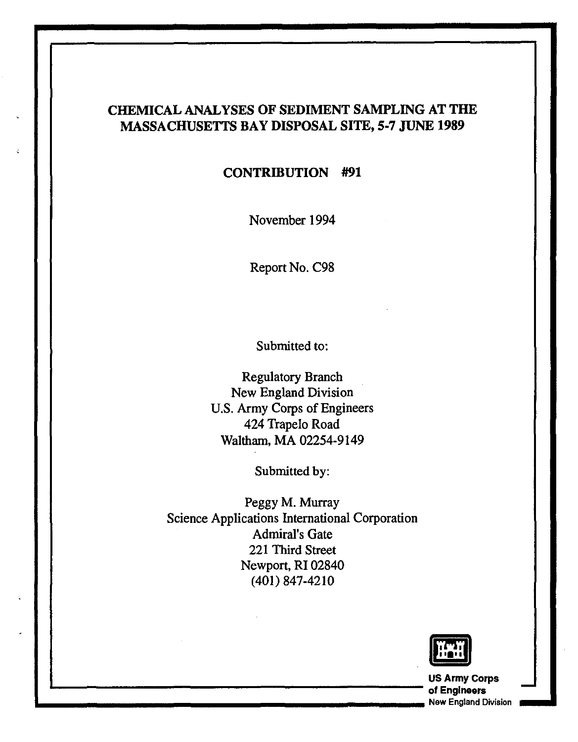# CHEMICAL ANALYSES OF SEDIMENT SAMPLING AT THE MASSACHUSETTS BAY DISPOSAL SITE, 5-7 JUNE 1989

## CONTRIBUTION #91

November 1994

Report No. C98

Submitted to:

Regulatory Branch
New England Division
U.S. Army Corps of Engineers
424 Trapelo Road
Waltham, MA 02254-9149

Submitted by:

Peggy M. Murray
Science Applications International Corporation
Admiral's Gate
221 Third Street
Newport, RI 02840
(401) 847-4210

US Army Corps of Engineers
New England Division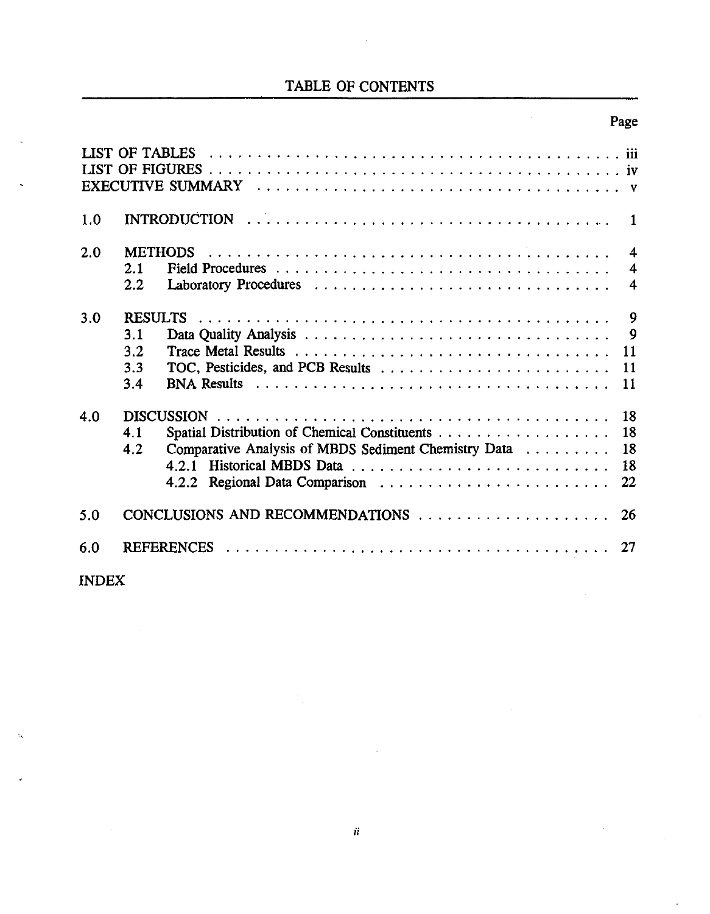# TABLE OF CONTENTS

| | | Page |
|---|---|---|
| LIST OF TABLES | | iii |
| LIST OF FIGURES | | iv |
| EXECUTIVE SUMMARY | | v |
| 1.0 | INTRODUCTION | 1 |
| 2.0 | METHODS | 4 |
| | 2.1 Field Procedures | 4 |
| | 2.2 Laboratory Procedures | 4 |
| 3.0 | RESULTS | 9 |
| | 3.1 Data Quality Analysis | 9 |
| | 3.2 Trace Metal Results | 11 |
| | 3.3 TOC, Pesticides, and PCB Results | 11 |
| | 3.4 BNA Results | 11 |
| 4.0 | DISCUSSION | 18 |
| | 4.1 Spatial Distribution of Chemical Constituents | 18 |
| | 4.2 Comparative Analysis of MBDS Sediment Chemistry Data | 18 |
| | 4.2.1 Historical MBDS Data | 18 |
| | 4.2.2 Regional Data Comparison | 22 |
| 5.0 | CONCLUSIONS AND RECOMMENDATIONS | 26 |
| 6.0 | REFERENCES | 27 |
| INDEX | | |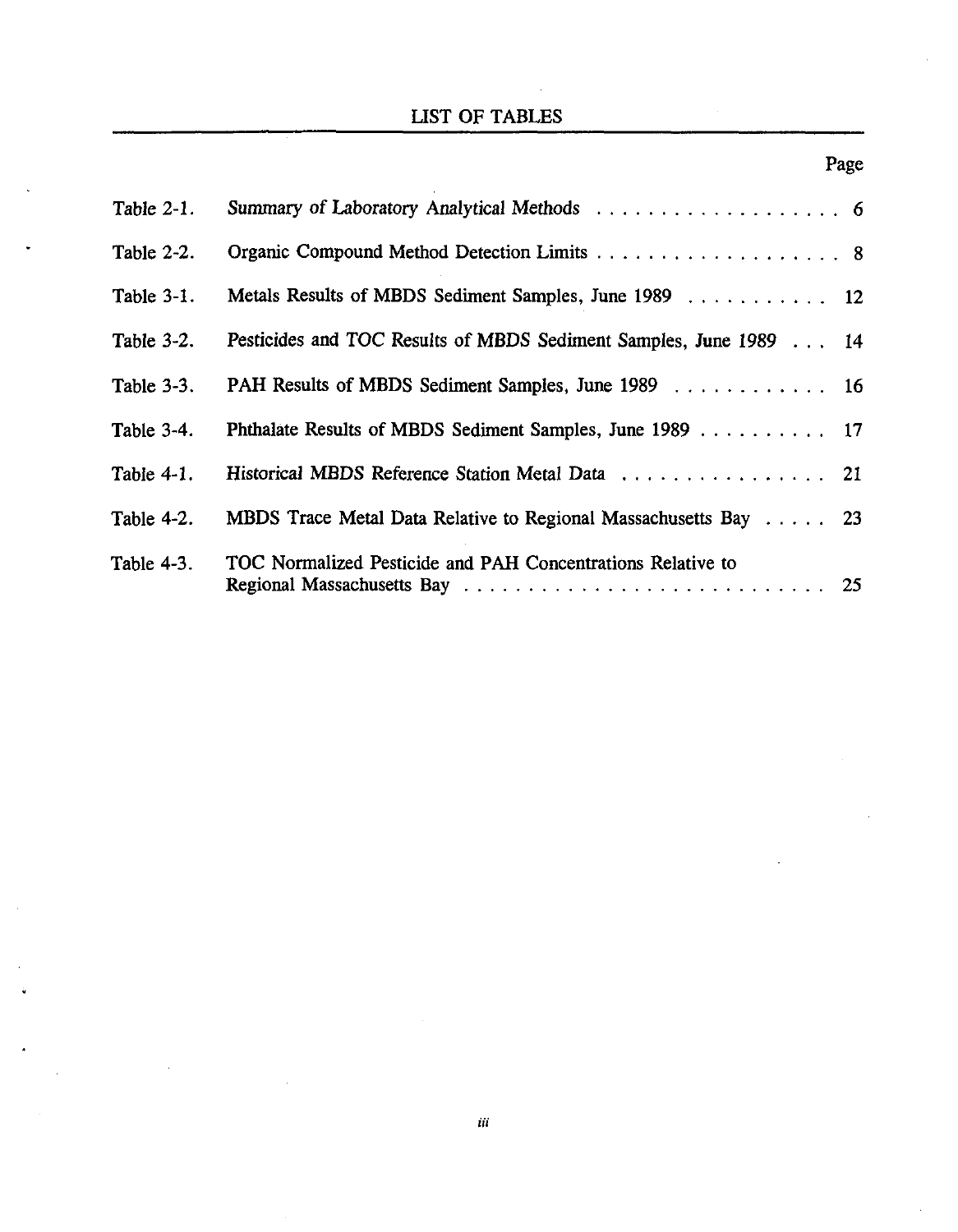# LIST OF TABLES

| | | Page |
|---|---|---|
| Table 2-1. | Summary of Laboratory Analytical Methods | 6 |
| Table 2-2. | Organic Compound Method Detection Limits | 8 |
| Table 3-1. | Metals Results of MBDS Sediment Samples, June 1989 | 12 |
| Table 3-2. | Pesticides and TOC Results of MBDS Sediment Samples, June 1989 | 14 |
| Table 3-3. | PAH Results of MBDS Sediment Samples, June 1989 | 16 |
| Table 3-4. | Phthalate Results of MBDS Sediment Samples, June 1989 | 17 |
| Table 4-1. | Historical MBDS Reference Station Metal Data | 21 |
| Table 4-2. | MBDS Trace Metal Data Relative to Regional Massachusetts Bay | 23 |
| Table 4-3. | TOC Normalized Pesticide and PAH Concentrations Relative to Regional Massachusetts Bay | 25 |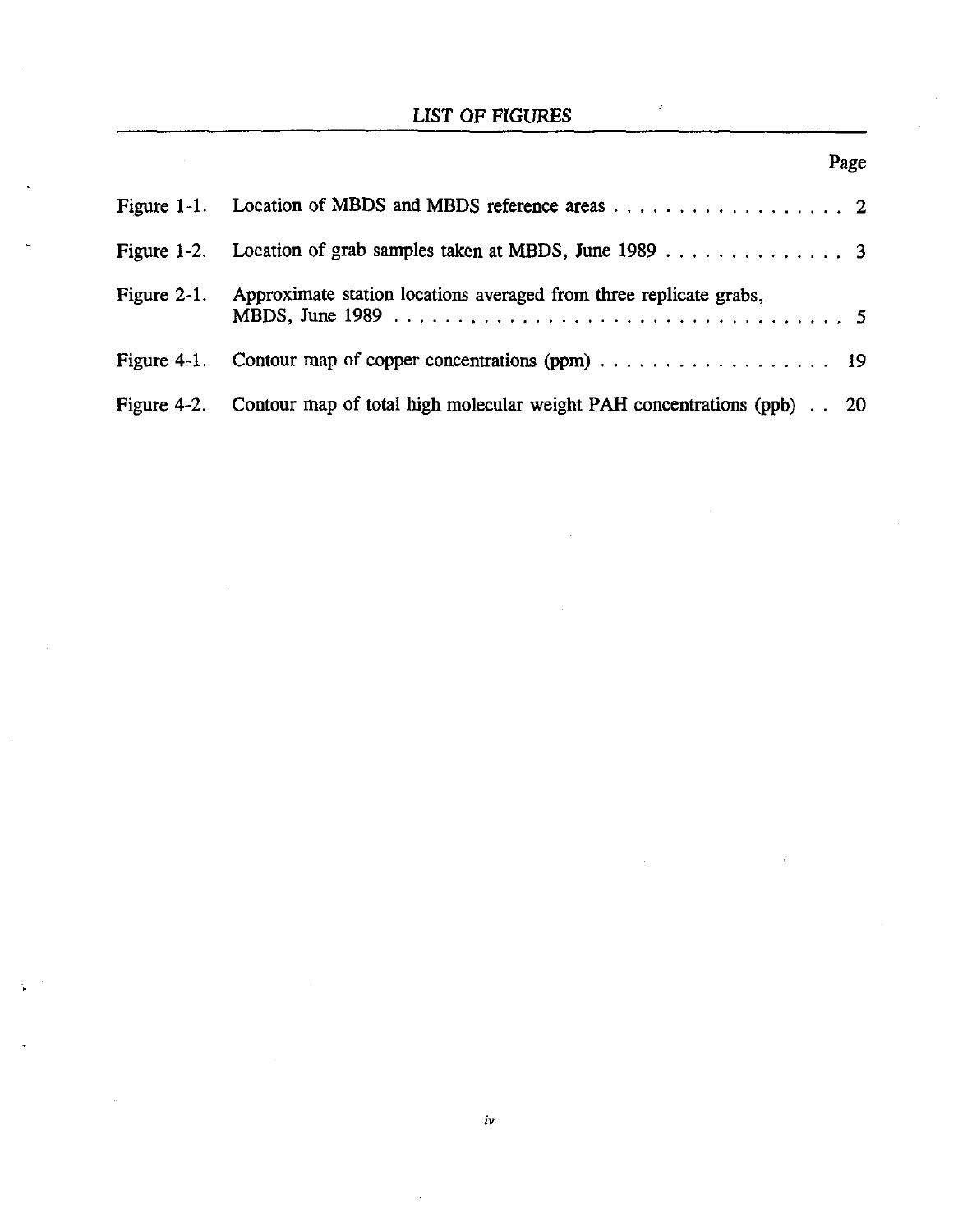# LIST OF FIGURES

| | | Page |
|---|---|---|
| Figure 1-1. | Location of MBDS and MBDS reference areas | 2 |
| Figure 1-2. | Location of grab samples taken at MBDS, June 1989 | 3 |
| Figure 2-1. | Approximate station locations averaged from three replicate grabs, MBDS, June 1989 | 5 |
| Figure 4-1. | Contour map of copper concentrations (ppm) | 19 |
| Figure 4-2. | Contour map of total high molecular weight PAH concentrations (ppb) | 20 |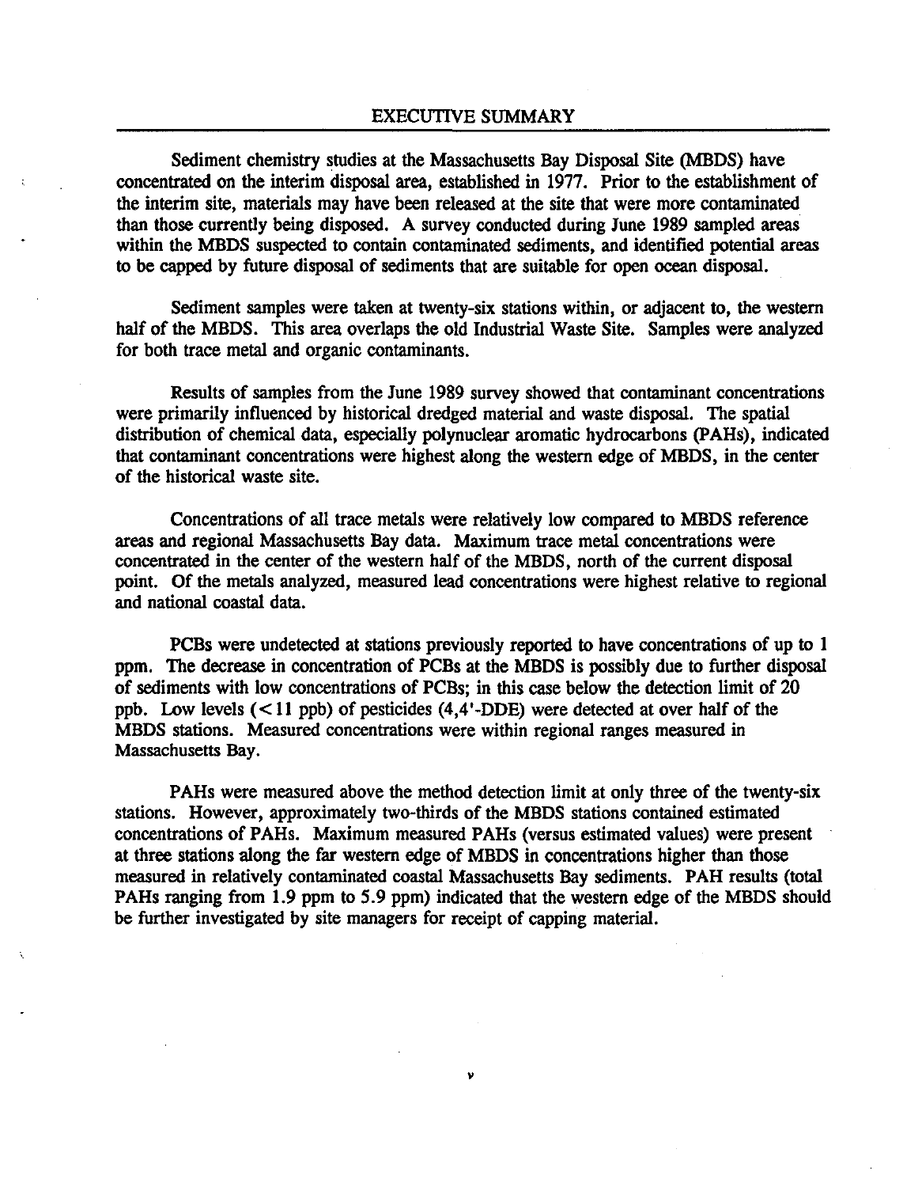# EXECUTIVE SUMMARY

Sediment chemistry studies at the Massachusetts Bay Disposal Site (MBDS) have concentrated on the interim disposal area, established in 1977. Prior to the establishment of the interim site, materials may have been released at the site that were more contaminated than those currently being disposed. A survey conducted during June 1989 sampled areas within the MBDS suspected to contain contaminated sediments, and identified potential areas to be capped by future disposal of sediments that are suitable for open ocean disposal.

Sediment samples were taken at twenty-six stations within, or adjacent to, the western half of the MBDS. This area overlaps the old Industrial Waste Site. Samples were analyzed for both trace metal and organic contaminants.

Results of samples from the June 1989 survey showed that contaminant concentrations were primarily influenced by historical dredged material and waste disposal. The spatial distribution of chemical data, especially polynuclear aromatic hydrocarbons (PAHs), indicated that contaminant concentrations were highest along the western edge of MBDS, in the center of the historical waste site.

Concentrations of all trace metals were relatively low compared to MBDS reference areas and regional Massachusetts Bay data. Maximum trace metal concentrations were concentrated in the center of the western half of the MBDS, north of the current disposal point. Of the metals analyzed, measured lead concentrations were highest relative to regional and national coastal data.

PCBs were undetected at stations previously reported to have concentrations of up to 1 ppm. The decrease in concentration of PCBs at the MBDS is possibly due to further disposal of sediments with low concentrations of PCBs; in this case below the detection limit of 20 ppb. Low levels (<11 ppb) of pesticides (4,4'-DDE) were detected at over half of the MBDS stations. Measured concentrations were within regional ranges measured in Massachusetts Bay.

PAHs were measured above the method detection limit at only three of the twenty-six stations. However, approximately two-thirds of the MBDS stations contained estimated concentrations of PAHs. Maximum measured PAHs (versus estimated values) were present at three stations along the far western edge of MBDS in concentrations higher than those measured in relatively contaminated coastal Massachusetts Bay sediments. PAH results (total PAHs ranging from 1.9 ppm to 5.9 ppm) indicated that the western edge of the MBDS should be further investigated by site managers for receipt of capping material.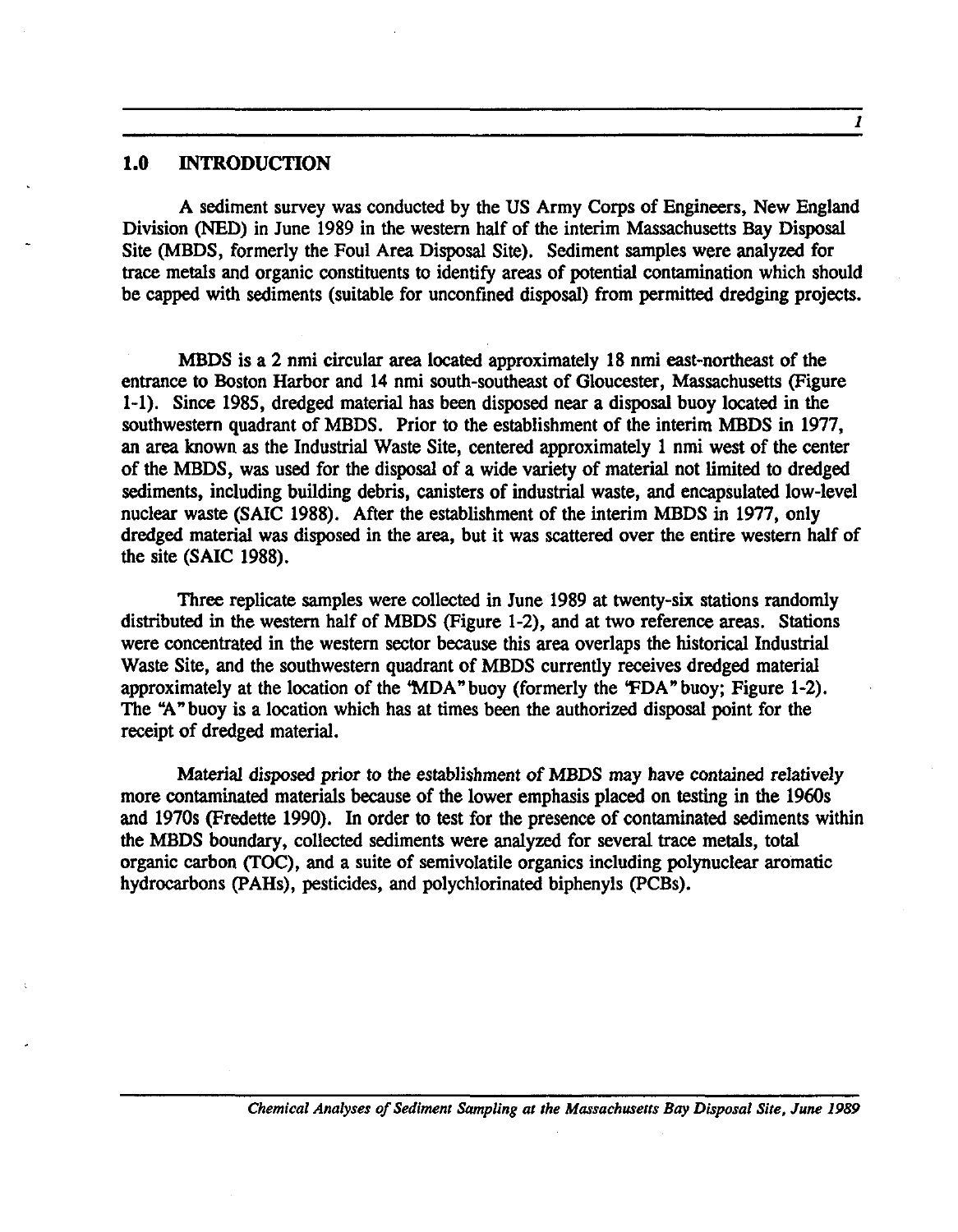## 1.0 INTRODUCTION

A sediment survey was conducted by the US Army Corps of Engineers, New England Division (NED) in June 1989 in the western half of the interim Massachusetts Bay Disposal Site (MBDS, formerly the Foul Area Disposal Site). Sediment samples were analyzed for trace metals and organic constituents to identify areas of potential contamination which should be capped with sediments (suitable for unconfined disposal) from permitted dredging projects.

MBDS is a 2 nmi circular area located approximately 18 nmi east-northeast of the entrance to Boston Harbor and 14 nmi south-southeast of Gloucester, Massachusetts (Figure 1-1). Since 1985, dredged material has been disposed near a disposal buoy located in the southwestern quadrant of MBDS. Prior to the establishment of the interim MBDS in 1977, an area known as the Industrial Waste Site, centered approximately 1 nmi west of the center of the MBDS, was used for the disposal of a wide variety of material not limited to dredged sediments, including building debris, canisters of industrial waste, and encapsulated low-level nuclear waste (SAIC 1988). After the establishment of the interim MBDS in 1977, only dredged material was disposed in the area, but it was scattered over the entire western half of the site (SAIC 1988).

Three replicate samples were collected in June 1989 at twenty-six stations randomly distributed in the western half of MBDS (Figure 1-2), and at two reference areas. Stations were concentrated in the western sector because this area overlaps the historical Industrial Waste Site, and the southwestern quadrant of MBDS currently receives dredged material approximately at the location of the "MDA" buoy (formerly the "FDA" buoy; Figure 1-2). The "A" buoy is a location which has at times been the authorized disposal point for the receipt of dredged material.

Material disposed prior to the establishment of MBDS may have contained relatively more contaminated materials because of the lower emphasis placed on testing in the 1960s and 1970s (Fredette 1990). In order to test for the presence of contaminated sediments within the MBDS boundary, collected sediments were analyzed for several trace metals, total organic carbon (TOC), and a suite of semivolatile organics including polynuclear aromatic hydrocarbons (PAHs), pesticides, and polychlorinated biphenyls (PCBs).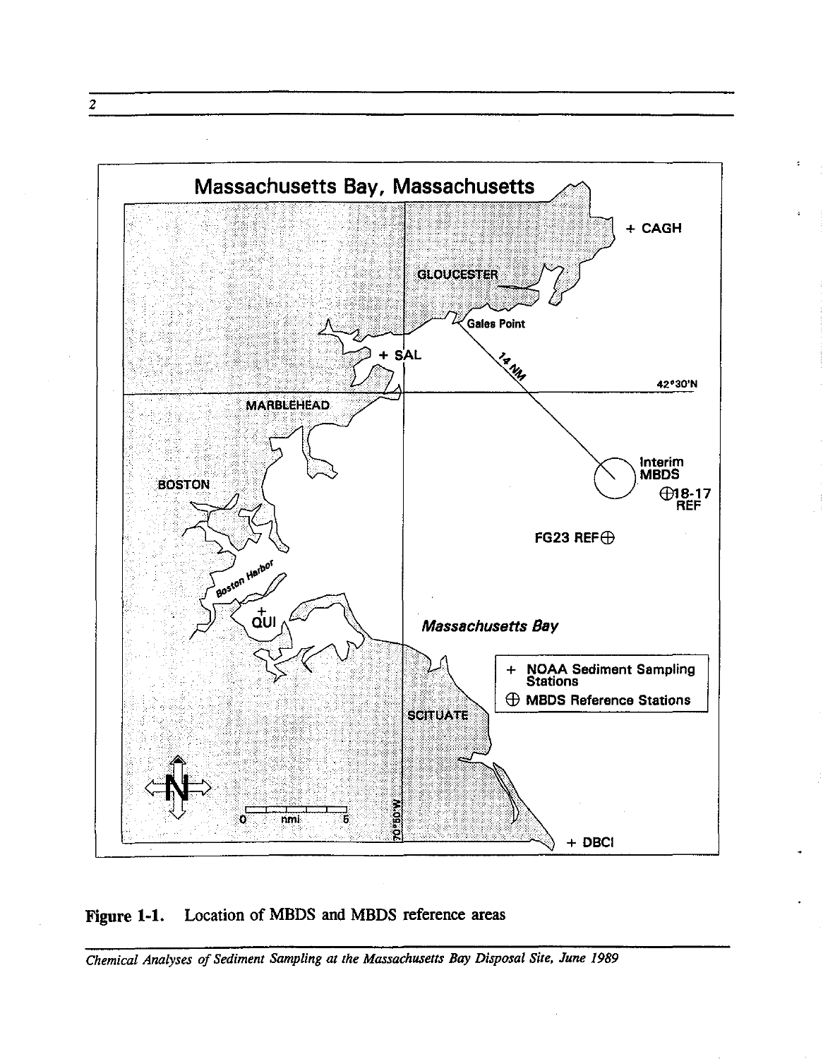Massachusetts Bay, Massachusetts

+ CAGH

GLOUCESTER

Gales Point

+ SAL

14 NM

42°30'N

MARBLEHEAD

BOSTON

Interim MBDS

⊕18-17 REF

FG23 REF⊕

Boston Harbor

+ QUI

Massachusetts Bay

+ NOAA Sediment Sampling Stations

⊕ MBDS Reference Stations

SCITUATE

N

0 nmi 5

70°50'W

+ DBCI

**Figure 1-1.** Location of MBDS and MBDS reference areas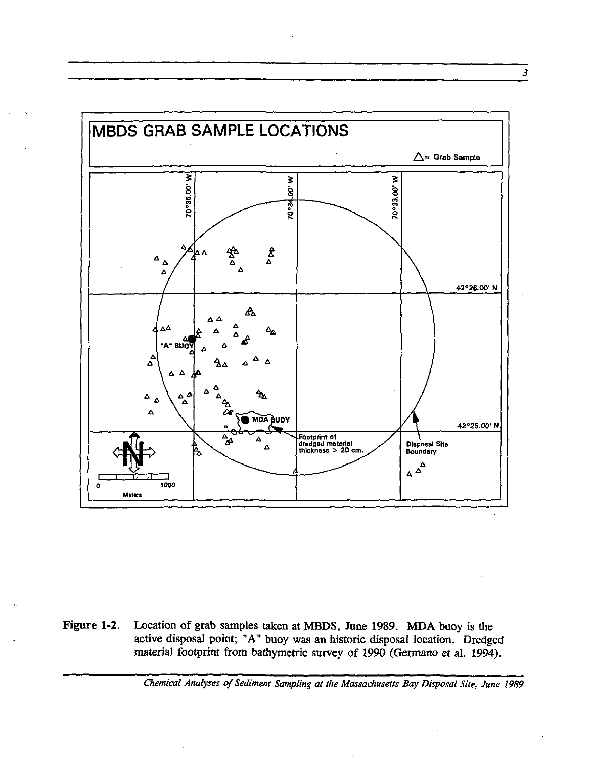MBDS GRAB SAMPLE LOCATIONS

△= Grab Sample

70°35.00' W

70°34.00' W

70°33.00' W

42°26.00' N

42°25.00' N

"A" BUOY

MDA BUOY

Footprint of dredged material thickness > 20 cm.

Disposal Site Boundary

N

0 1000

Meters

**Figure 1-2.** Location of grab samples taken at MBDS, June 1989. MDA buoy is the active disposal point; "A" buoy was an historic disposal location. Dredged material footprint from bathymetric survey of 1990 (Germano et al. 1994).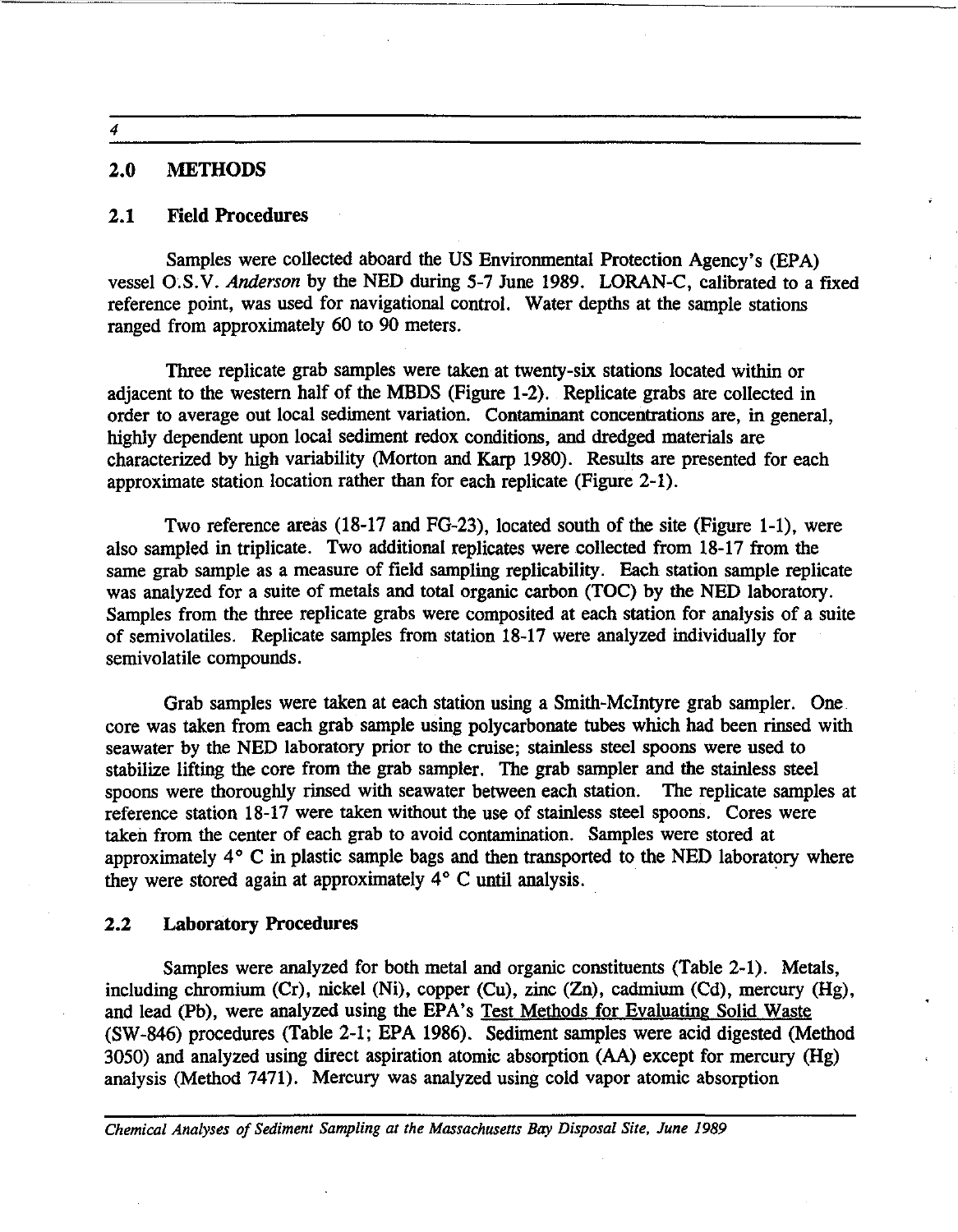## 2.0 METHODS

### 2.1 Field Procedures

Samples were collected aboard the US Environmental Protection Agency's (EPA) vessel O.S.V. *Anderson* by the NED during 5-7 June 1989. LORAN-C, calibrated to a fixed reference point, was used for navigational control. Water depths at the sample stations ranged from approximately 60 to 90 meters.

Three replicate grab samples were taken at twenty-six stations located within or adjacent to the western half of the MBDS (Figure 1-2). Replicate grabs are collected in order to average out local sediment variation. Contaminant concentrations are, in general, highly dependent upon local sediment redox conditions, and dredged materials are characterized by high variability (Morton and Karp 1980). Results are presented for each approximate station location rather than for each replicate (Figure 2-1).

Two reference areas (18-17 and FG-23), located south of the site (Figure 1-1), were also sampled in triplicate. Two additional replicates were collected from 18-17 from the same grab sample as a measure of field sampling replicability. Each station sample replicate was analyzed for a suite of metals and total organic carbon (TOC) by the NED laboratory. Samples from the three replicate grabs were composited at each station for analysis of a suite of semivolatiles. Replicate samples from station 18-17 were analyzed individually for semivolatile compounds.

Grab samples were taken at each station using a Smith-McIntyre grab sampler. One core was taken from each grab sample using polycarbonate tubes which had been rinsed with seawater by the NED laboratory prior to the cruise; stainless steel spoons were used to stabilize lifting the core from the grab sampler. The grab sampler and the stainless steel spoons were thoroughly rinsed with seawater between each station. The replicate samples at reference station 18-17 were taken without the use of stainless steel spoons. Cores were taken from the center of each grab to avoid contamination. Samples were stored at approximately 4° C in plastic sample bags and then transported to the NED laboratory where they were stored again at approximately 4° C until analysis.

### 2.2 Laboratory Procedures

Samples were analyzed for both metal and organic constituents (Table 2-1). Metals, including chromium (Cr), nickel (Ni), copper (Cu), zinc (Zn), cadmium (Cd), mercury (Hg), and lead (Pb), were analyzed using the EPA's Test Methods for Evaluating Solid Waste (SW-846) procedures (Table 2-1; EPA 1986). Sediment samples were acid digested (Method 3050) and analyzed using direct aspiration atomic absorption (AA) except for mercury (Hg) analysis (Method 7471). Mercury was analyzed using cold vapor atomic absorption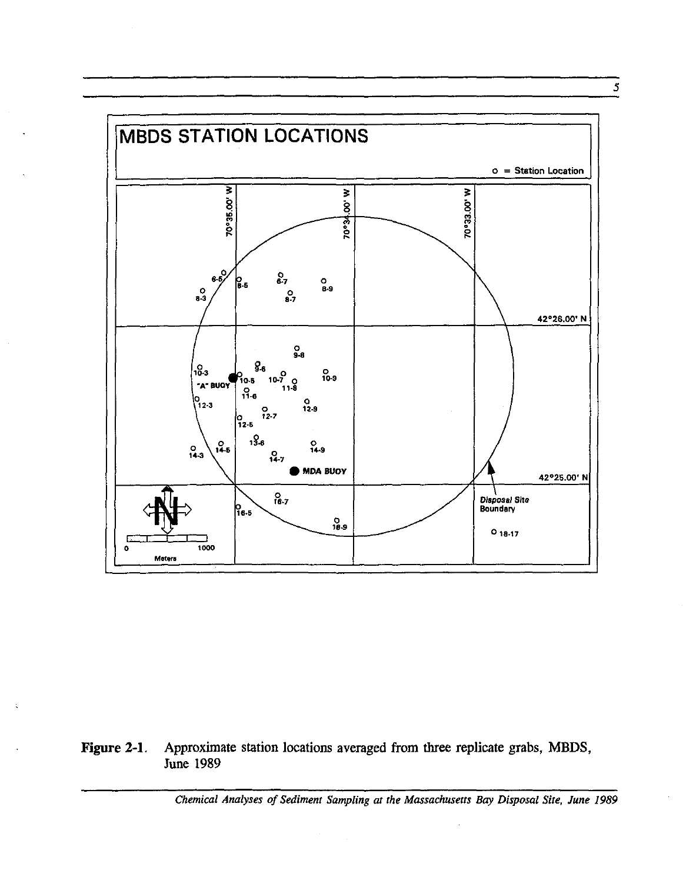## MBDS STATION LOCATIONS

o = Station Location

70°35.00' W

70°34.00' W

70°33.00' W

42°26.00' N

42°25.00' N

6-6, 6-5, 6-7, 6-9, 6-3, 8-7, 9-8, 10-3, 9-6, 10-5, 10-7, 11-8, 10-9, "A" BUOY, 11-6, 12-3, 12-9, 12-7, 12-5, 13-6, 14-3, 14-5, 14-9, 14-7, MDA BUOY, 16-7, 16-5, 16-9, 18-17

Disposal Site Boundary

0 1000 Meters

**Figure 2-1.** Approximate station locations averaged from three replicate grabs, MBDS, June 1989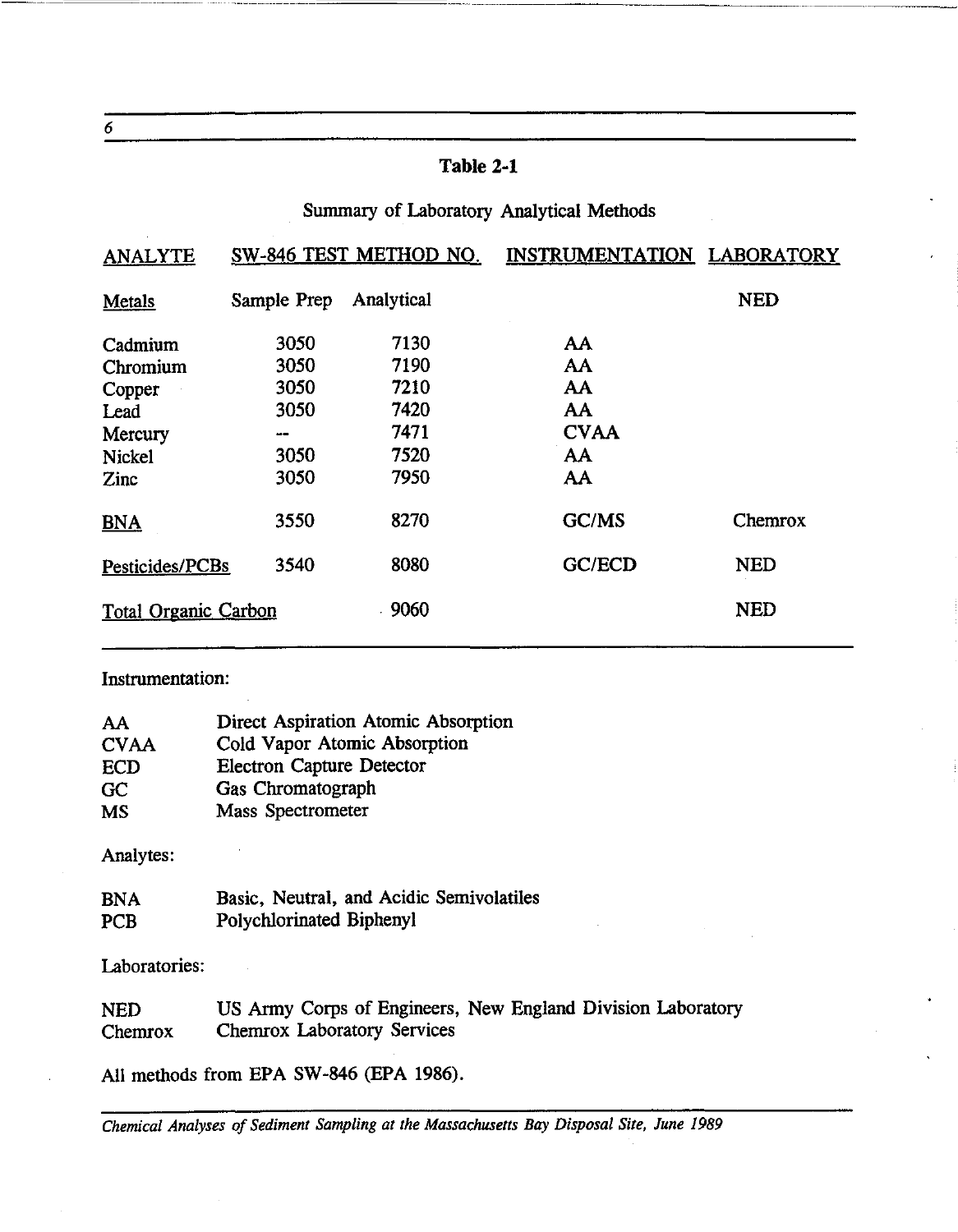## Table 2-1

Summary of Laboratory Analytical Methods

| ANALYTE | SW-846 TEST METHOD NO. | | INSTRUMENTATION | LABORATORY |
|---|---|---|---|---|
| Metals | Sample Prep | Analytical | | NED |
| Cadmium | 3050 | 7130 | AA | |
| Chromium | 3050 | 7190 | AA | |
| Copper | 3050 | 7210 | AA | |
| Lead | 3050 | 7420 | AA | |
| Mercury | -- | 7471 | CVAA | |
| Nickel | 3050 | 7520 | AA | |
| Zinc | 3050 | 7950 | AA | |
| BNA | 3550 | 8270 | GC/MS | Chemrox |
| Pesticides/PCBs | 3540 | 8080 | GC/ECD | NED |
| Total Organic Carbon | | 9060 | | NED |

Instrumentation:

| | |
|---|---|
| AA | Direct Aspiration Atomic Absorption |
| CVAA | Cold Vapor Atomic Absorption |
| ECD | Electron Capture Detector |
| GC | Gas Chromatograph |
| MS | Mass Spectrometer |

Analytes:

| | |
|---|---|
| BNA | Basic, Neutral, and Acidic Semivolatiles |
| PCB | Polychlorinated Biphenyl |

Laboratories:

| | |
|---|---|
| NED | US Army Corps of Engineers, New England Division Laboratory |
| Chemrox | Chemrox Laboratory Services |

All methods from EPA SW-846 (EPA 1986).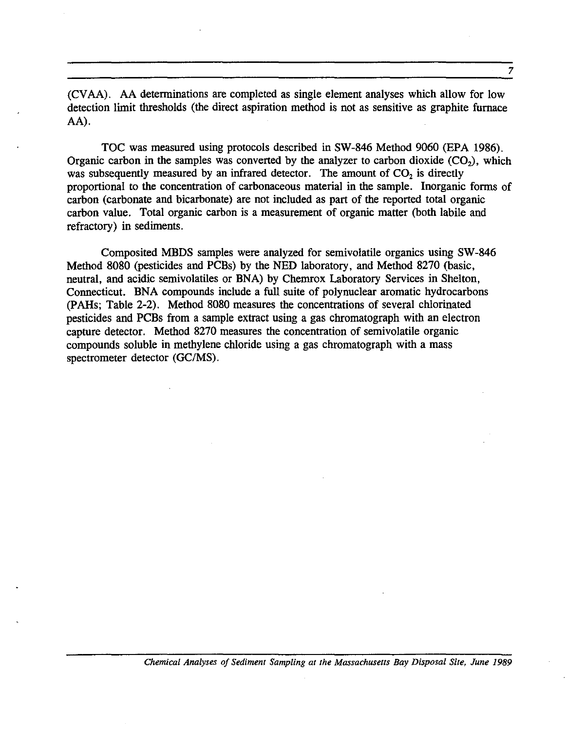(CVAA). AA determinations are completed as single element analyses which allow for low detection limit thresholds (the direct aspiration method is not as sensitive as graphite furnace AA).

TOC was measured using protocols described in SW-846 Method 9060 (EPA 1986). Organic carbon in the samples was converted by the analyzer to carbon dioxide ($CO_2$), which was subsequently measured by an infrared detector. The amount of $CO_2$ is directly proportional to the concentration of carbonaceous material in the sample. Inorganic forms of carbon (carbonate and bicarbonate) are not included as part of the reported total organic carbon value. Total organic carbon is a measurement of organic matter (both labile and refractory) in sediments.

Composited MBDS samples were analyzed for semivolatile organics using SW-846 Method 8080 (pesticides and PCBs) by the NED laboratory, and Method 8270 (basic, neutral, and acidic semivolatiles or BNA) by Chemrox Laboratory Services in Shelton, Connecticut. BNA compounds include a full suite of polynuclear aromatic hydrocarbons (PAHs; Table 2-2). Method 8080 measures the concentrations of several chlorinated pesticides and PCBs from a sample extract using a gas chromatograph with an electron capture detector. Method 8270 measures the concentration of semivolatile organic compounds soluble in methylene chloride using a gas chromatograph with a mass spectrometer detector (GC/MS).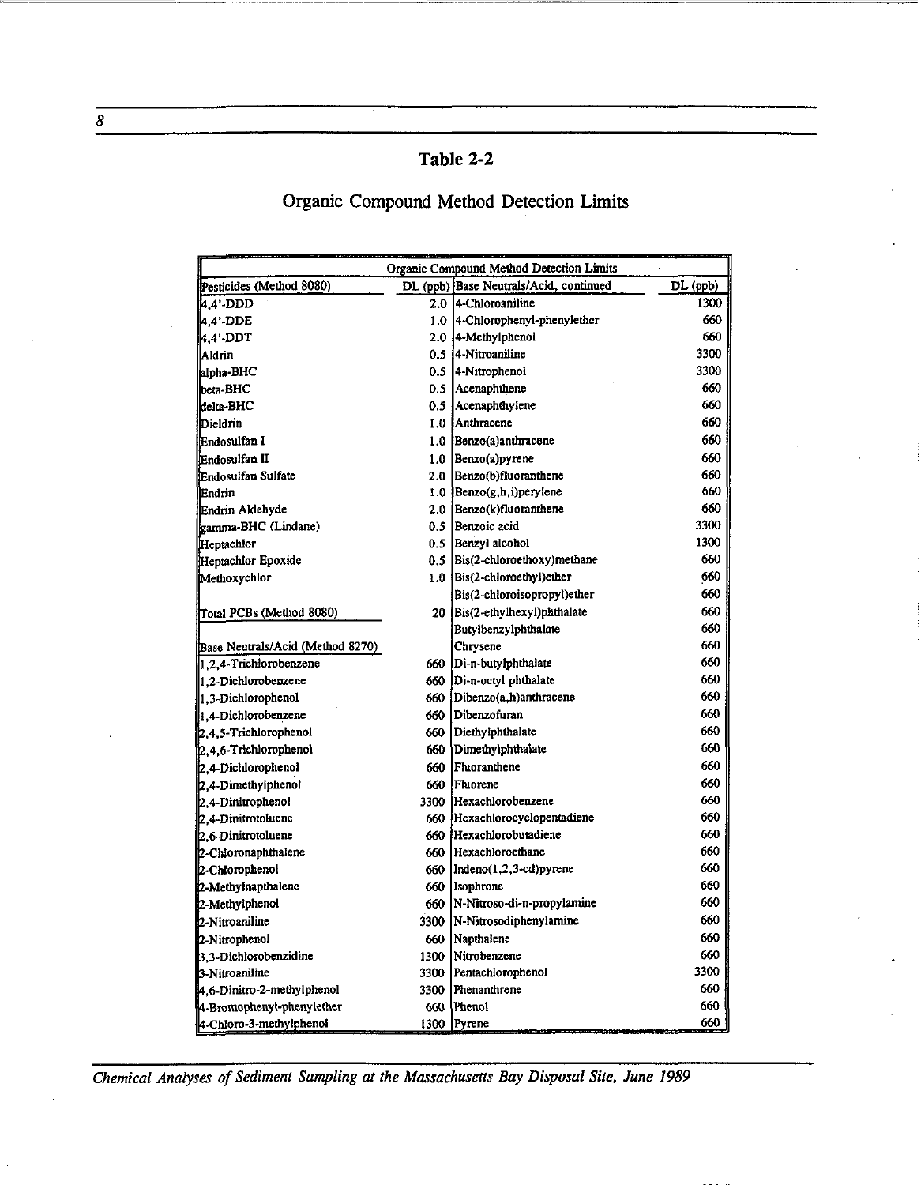# Table 2-2

## Organic Compound Method Detection Limits

| Organic Compound Method Detection Limits | | | |
|---|---|---|---|
| Pesticides (Method 8080) | DL (ppb) | Base Neutrals/Acid, continued | DL (ppb) |
| 4,4'-DDD | 2.0 | 4-Chloroaniline | 1300 |
| 4,4'-DDE | 1.0 | 4-Chlorophenyl-phenylether | 660 |
| 4,4'-DDT | 2.0 | 4-Methylphenol | 660 |
| Aldrin | 0.5 | 4-Nitroaniline | 3300 |
| alpha-BHC | 0.5 | 4-Nitrophenol | 3300 |
| beta-BHC | 0.5 | Acenaphthene | 660 |
| delta-BHC | 0.5 | Acenaphthylene | 660 |
| Dieldrin | 1.0 | Anthracene | 660 |
| Endosulfan I | 1.0 | Benzo(a)anthracene | 660 |
| Endosulfan II | 1.0 | Benzo(a)pyrene | 660 |
| Endosulfan Sulfate | 2.0 | Benzo(b)fluoranthene | 660 |
| Endrin | 1.0 | Benzo(g,h,i)perylene | 660 |
| Endrin Aldehyde | 2.0 | Benzo(k)fluoranthene | 660 |
| gamma-BHC (Lindane) | 0.5 | Benzoic acid | 3300 |
| Heptachlor | 0.5 | Benzyl alcohol | 1300 |
| Heptachlor Epoxide | 0.5 | Bis(2-chloroethoxy)methane | 660 |
| Methoxychlor | 1.0 | Bis(2-chloroethyl)ether | 660 |
| | | Bis(2-chloroisopropyl)ether | 660 |
| Total PCBs (Method 8080) | 20 | Bis(2-ethylhexyl)phthalate | 660 |
| | | Butylbenzylphthalate | 660 |
| Base Neutrals/Acid (Method 8270) | | Chrysene | 660 |
| 1,2,4-Trichlorobenzene | 660 | Di-n-butylphthalate | 660 |
| 1,2-Dichlorobenzene | 660 | Di-n-octyl phthalate | 660 |
| 1,3-Dichlorophenol | 660 | Dibenzo(a,h)anthracene | 660 |
| 1,4-Dichlorobenzene | 660 | Dibenzofuran | 660 |
| 2,4,5-Trichlorophenol | 660 | Diethylphthalate | 660 |
| 2,4,6-Trichlorophenol | 660 | Dimethylphthalate | 660 |
| 2,4-Dichlorophenol | 660 | Fluoranthene | 660 |
| 2,4-Dimethylphenol | 660 | Fluorene | 660 |
| 2,4-Dinitrophenol | 3300 | Hexachlorobenzene | 660 |
| 2,4-Dinitrotoluene | 660 | Hexachlorocyclopentadiene | 660 |
| 2,6-Dinitrotoluene | 660 | Hexachlorobutadiene | 660 |
| 2-Chloronaphthalene | 660 | Hexachloroethane | 660 |
| 2-Chlorophenol | 660 | Indeno(1,2,3-cd)pyrene | 660 |
| 2-Methylnapthalene | 660 | Isophrone | 660 |
| 2-Methylphenol | 660 | N-Nitroso-di-n-propylamine | 660 |
| 2-Nitroaniline | 3300 | N-Nitrosodiphenylamine | 660 |
| 2-Nitrophenol | 660 | Napthalene | 660 |
| 3,3-Dichlorobenzidine | 1300 | Nitrobenzene | 660 |
| 3-Nitroaniline | 3300 | Pentachlorophenol | 3300 |
| 4,6-Dinitro-2-methylphenol | 3300 | Phenanthrene | 660 |
| 4-Bromophenyl-phenylether | 660 | Phenol | 660 |
| 4-Chloro-3-methylphenol | 1300 | Pyrene | 660 |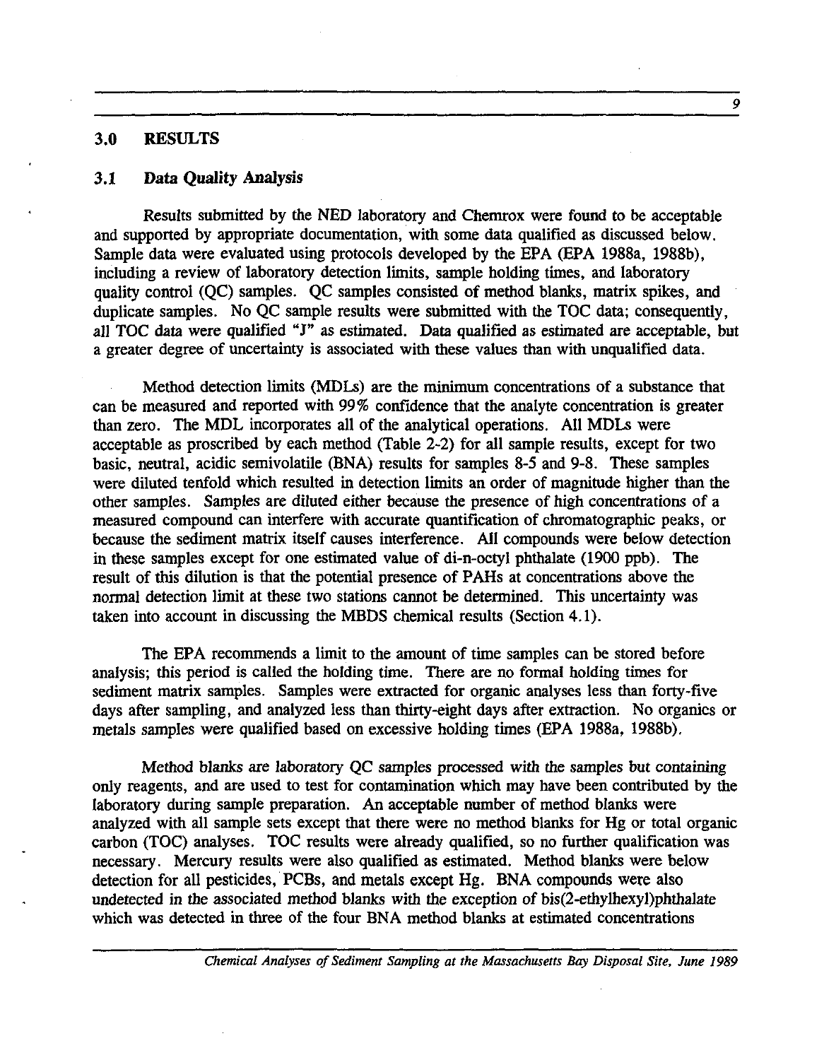## 3.0 RESULTS

### 3.1 Data Quality Analysis

Results submitted by the NED laboratory and Chemrox were found to be acceptable and supported by appropriate documentation, with some data qualified as discussed below. Sample data were evaluated using protocols developed by the EPA (EPA 1988a, 1988b), including a review of laboratory detection limits, sample holding times, and laboratory quality control (QC) samples. QC samples consisted of method blanks, matrix spikes, and duplicate samples. No QC sample results were submitted with the TOC data; consequently, all TOC data were qualified "J" as estimated. Data qualified as estimated are acceptable, but a greater degree of uncertainty is associated with these values than with unqualified data.

Method detection limits (MDLs) are the minimum concentrations of a substance that can be measured and reported with 99% confidence that the analyte concentration is greater than zero. The MDL incorporates all of the analytical operations. All MDLs were acceptable as proscribed by each method (Table 2-2) for all sample results, except for two basic, neutral, acidic semivolatile (BNA) results for samples 8-5 and 9-8. These samples were diluted tenfold which resulted in detection limits an order of magnitude higher than the other samples. Samples are diluted either because the presence of high concentrations of a measured compound can interfere with accurate quantification of chromatographic peaks, or because the sediment matrix itself causes interference. All compounds were below detection in these samples except for one estimated value of di-n-octyl phthalate (1900 ppb). The result of this dilution is that the potential presence of PAHs at concentrations above the normal detection limit at these two stations cannot be determined. This uncertainty was taken into account in discussing the MBDS chemical results (Section 4.1).

The EPA recommends a limit to the amount of time samples can be stored before analysis; this period is called the holding time. There are no formal holding times for sediment matrix samples. Samples were extracted for organic analyses less than forty-five days after sampling, and analyzed less than thirty-eight days after extraction. No organics or metals samples were qualified based on excessive holding times (EPA 1988a, 1988b).

Method blanks are laboratory QC samples processed with the samples but containing only reagents, and are used to test for contamination which may have been contributed by the laboratory during sample preparation. An acceptable number of method blanks were analyzed with all sample sets except that there were no method blanks for Hg or total organic carbon (TOC) analyses. TOC results were already qualified, so no further qualification was necessary. Mercury results were also qualified as estimated. Method blanks were below detection for all pesticides, PCBs, and metals except Hg. BNA compounds were also undetected in the associated method blanks with the exception of bis(2-ethylhexyl)phthalate which was detected in three of the four BNA method blanks at estimated concentrations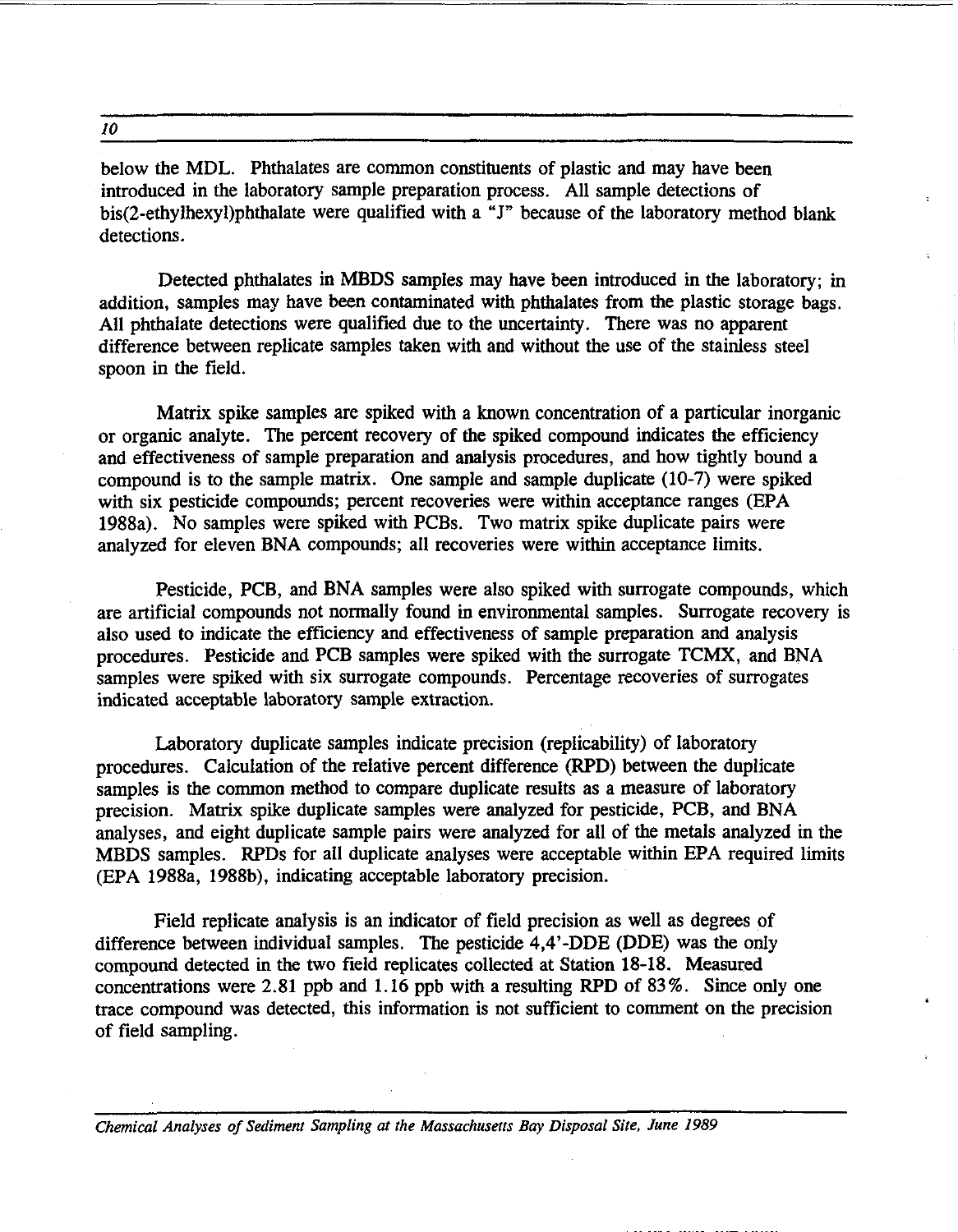below the MDL. Phthalates are common constituents of plastic and may have been introduced in the laboratory sample preparation process. All sample detections of bis(2-ethylhexyl)phthalate were qualified with a "J" because of the laboratory method blank detections.

Detected phthalates in MBDS samples may have been introduced in the laboratory; in addition, samples may have been contaminated with phthalates from the plastic storage bags. All phthalate detections were qualified due to the uncertainty. There was no apparent difference between replicate samples taken with and without the use of the stainless steel spoon in the field.

Matrix spike samples are spiked with a known concentration of a particular inorganic or organic analyte. The percent recovery of the spiked compound indicates the efficiency and effectiveness of sample preparation and analysis procedures, and how tightly bound a compound is to the sample matrix. One sample and sample duplicate (10-7) were spiked with six pesticide compounds; percent recoveries were within acceptance ranges (EPA 1988a). No samples were spiked with PCBs. Two matrix spike duplicate pairs were analyzed for eleven BNA compounds; all recoveries were within acceptance limits.

Pesticide, PCB, and BNA samples were also spiked with surrogate compounds, which are artificial compounds not normally found in environmental samples. Surrogate recovery is also used to indicate the efficiency and effectiveness of sample preparation and analysis procedures. Pesticide and PCB samples were spiked with the surrogate TCMX, and BNA samples were spiked with six surrogate compounds. Percentage recoveries of surrogates indicated acceptable laboratory sample extraction.

Laboratory duplicate samples indicate precision (replicability) of laboratory procedures. Calculation of the relative percent difference (RPD) between the duplicate samples is the common method to compare duplicate results as a measure of laboratory precision. Matrix spike duplicate samples were analyzed for pesticide, PCB, and BNA analyses, and eight duplicate sample pairs were analyzed for all of the metals analyzed in the MBDS samples. RPDs for all duplicate analyses were acceptable within EPA required limits (EPA 1988a, 1988b), indicating acceptable laboratory precision.

Field replicate analysis is an indicator of field precision as well as degrees of difference between individual samples. The pesticide 4,4'-DDE (DDE) was the only compound detected in the two field replicates collected at Station 18-18. Measured concentrations were 2.81 ppb and 1.16 ppb with a resulting RPD of 83%. Since only one trace compound was detected, this information is not sufficient to comment on the precision of field sampling.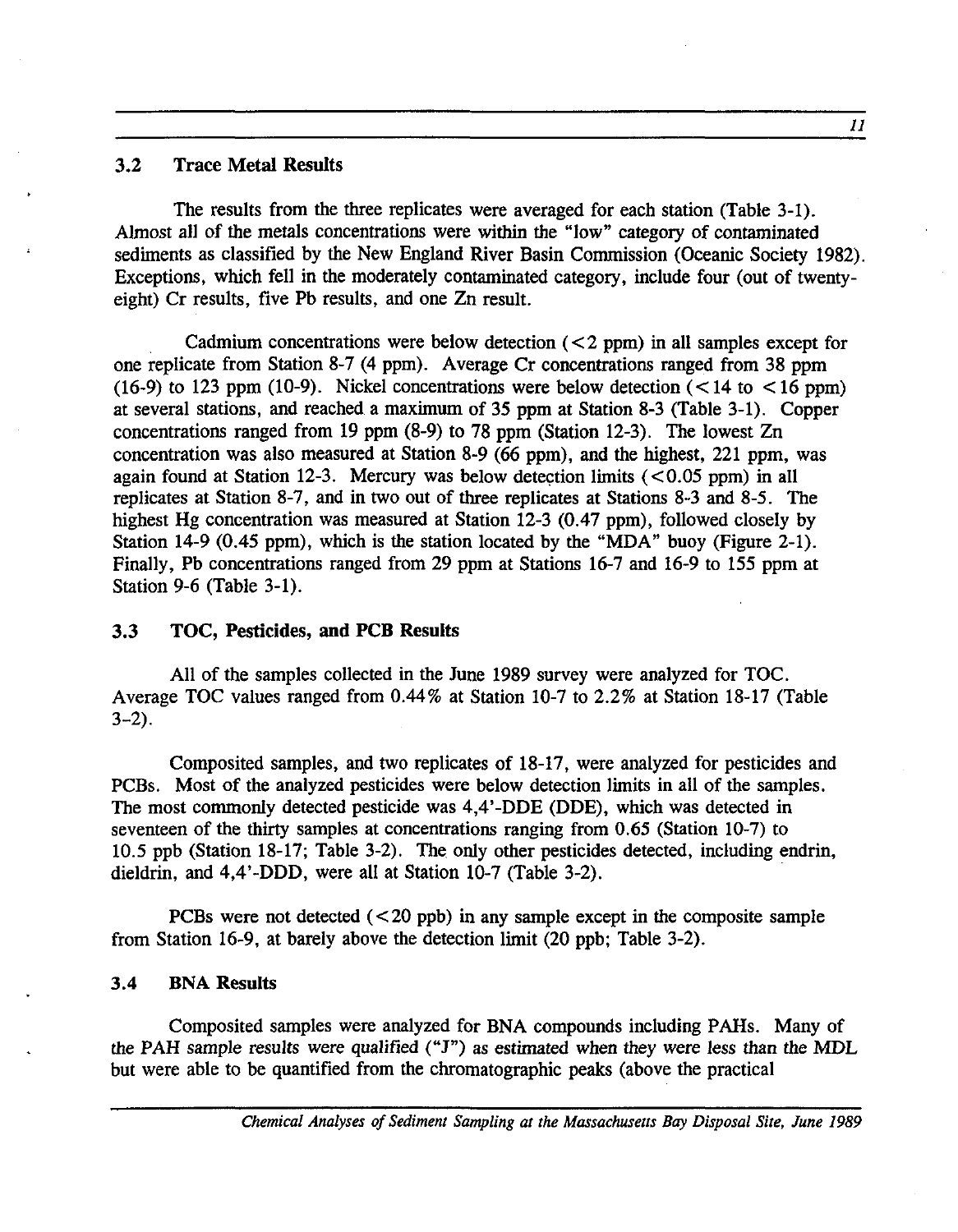### 3.2 Trace Metal Results

The results from the three replicates were averaged for each station (Table 3-1). Almost all of the metals concentrations were within the "low" category of contaminated sediments as classified by the New England River Basin Commission (Oceanic Society 1982). Exceptions, which fell in the moderately contaminated category, include four (out of twenty-eight) Cr results, five Pb results, and one Zn result.

Cadmium concentrations were below detection (<2 ppm) in all samples except for one replicate from Station 8-7 (4 ppm). Average Cr concentrations ranged from 38 ppm (16-9) to 123 ppm (10-9). Nickel concentrations were below detection (<14 to <16 ppm) at several stations, and reached a maximum of 35 ppm at Station 8-3 (Table 3-1). Copper concentrations ranged from 19 ppm (8-9) to 78 ppm (Station 12-3). The lowest Zn concentration was also measured at Station 8-9 (66 ppm), and the highest, 221 ppm, was again found at Station 12-3. Mercury was below detection limits (<0.05 ppm) in all replicates at Station 8-7, and in two out of three replicates at Stations 8-3 and 8-5. The highest Hg concentration was measured at Station 12-3 (0.47 ppm), followed closely by Station 14-9 (0.45 ppm), which is the station located by the "MDA" buoy (Figure 2-1). Finally, Pb concentrations ranged from 29 ppm at Stations 16-7 and 16-9 to 155 ppm at Station 9-6 (Table 3-1).

### 3.3 TOC, Pesticides, and PCB Results

All of the samples collected in the June 1989 survey were analyzed for TOC. Average TOC values ranged from 0.44% at Station 10-7 to 2.2% at Station 18-17 (Table 3-2).

Composited samples, and two replicates of 18-17, were analyzed for pesticides and PCBs. Most of the analyzed pesticides were below detection limits in all of the samples. The most commonly detected pesticide was 4,4'-DDE (DDE), which was detected in seventeen of the thirty samples at concentrations ranging from 0.65 (Station 10-7) to 10.5 ppb (Station 18-17; Table 3-2). The only other pesticides detected, including endrin, dieldrin, and 4,4'-DDD, were all at Station 10-7 (Table 3-2).

PCBs were not detected (<20 ppb) in any sample except in the composite sample from Station 16-9, at barely above the detection limit (20 ppb; Table 3-2).

### 3.4 BNA Results

Composited samples were analyzed for BNA compounds including PAHs. Many of the PAH sample results were qualified ("J") as estimated when they were less than the MDL but were able to be quantified from the chromatographic peaks (above the practical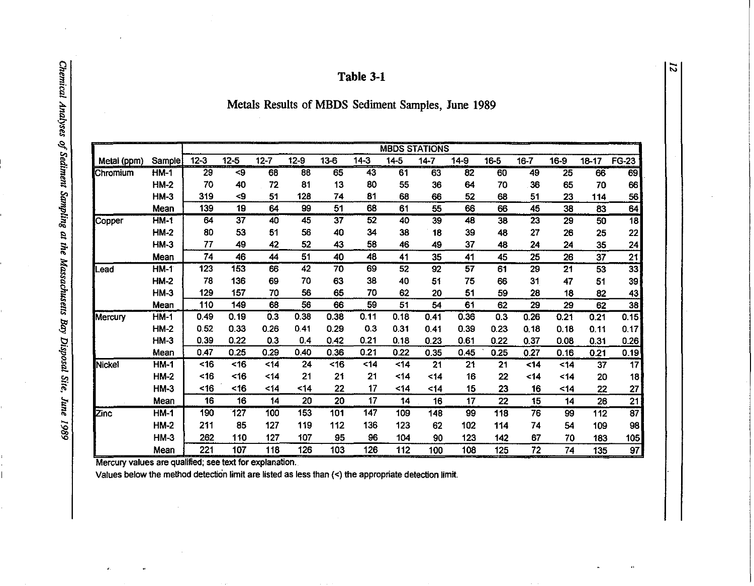# Table 3-1

## Metals Results of MBDS Sediment Samples, June 1989

| Metal (ppm) | Sample | 12-3 | 12-5 | 12-7 | 12-9 | 13-6 | 14-3 | 14-5 | 14-7 | 14-9 | 16-5 | 16-7 | 16-9 | 18-17 | FG-23 |
|---|---|---|---|---|---|---|---|---|---|---|---|---|---|---|---|
| | | MBDS STATIONS | | | | | | | | | | | | | |
| Chromium | HM-1 | 29 | <9 | 68 | 88 | 65 | 43 | 61 | 63 | 82 | 60 | 49 | 25 | 66 | 69 |
| | HM-2 | 70 | 40 | 72 | 81 | 13 | 80 | 55 | 36 | 64 | 70 | 36 | 65 | 70 | 66 |
| | HM-3 | 319 | <9 | 51 | 128 | 74 | 81 | 68 | 66 | 52 | 68 | 51 | 23 | 114 | 56 |
| | Mean | 139 | 19 | 64 | 99 | 51 | 68 | 61 | 55 | 66 | 66 | 45 | 38 | 83 | 64 |
| Copper | HM-1 | 64 | 37 | 40 | 45 | 37 | 52 | 40 | 39 | 48 | 38 | 23 | 29 | 50 | 18 |
| | HM-2 | 80 | 53 | 51 | 56 | 40 | 34 | 38 | 18 | 39 | 48 | 27 | 26 | 25 | 22 |
| | HM-3 | 77 | 49 | 42 | 52 | 43 | 58 | 46 | 49 | 37 | 48 | 24 | 24 | 35 | 24 |
| | Mean | 74 | 46 | 44 | 51 | 40 | 48 | 41 | 35 | 41 | 45 | 25 | 26 | 37 | 21 |
| Lead | HM-1 | 123 | 153 | 66 | 42 | 70 | 69 | 52 | 92 | 57 | 61 | 29 | 21 | 53 | 33 |
| | HM-2 | 78 | 136 | 69 | 70 | 63 | 38 | 40 | 51 | 75 | 66 | 31 | 47 | 51 | 39 |
| | HM-3 | 129 | 157 | 70 | 56 | 65 | 70 | 62 | 20 | 51 | 59 | 28 | 18 | 82 | 43 |
| | Mean | 110 | 149 | 68 | 56 | 66 | 59 | 51 | 54 | 61 | 62 | 29 | 29 | 62 | 38 |
| Mercury | HM-1 | 0.49 | 0.19 | 0.3 | 0.38 | 0.38 | 0.11 | 0.18 | 0.41 | 0.36 | 0.3 | 0.26 | 0.21 | 0.21 | 0.15 |
| | HM-2 | 0.52 | 0.33 | 0.26 | 0.41 | 0.29 | 0.3 | 0.31 | 0.41 | 0.39 | 0.23 | 0.18 | 0.18 | 0.11 | 0.17 |
| | HM-3 | 0.39 | 0.22 | 0.3 | 0.4 | 0.42 | 0.21 | 0.18 | 0.23 | 0.61 | 0.22 | 0.37 | 0.08 | 0.31 | 0.26 |
| | Mean | 0.47 | 0.25 | 0.29 | 0.40 | 0.36 | 0.21 | 0.22 | 0.35 | 0.45 | 0.25 | 0.27 | 0.16 | 0.21 | 0.19 |
| Nickel | HM-1 | <16 | <16 | <14 | 24 | <16 | <14 | <14 | 21 | 21 | 21 | <14 | <14 | 37 | 17 |
| | HM-2 | <16 | <16 | <14 | 21 | 21 | 21 | <14 | <14 | 16 | 22 | <14 | <14 | 20 | 18 |
| | HM-3 | <16 | <16 | <14 | <14 | 22 | 17 | <14 | <14 | 15 | 23 | 16 | <14 | 22 | 27 |
| | Mean | 16 | 16 | 14 | 20 | 20 | 17 | 14 | 16 | 17 | 22 | 15 | 14 | 26 | 21 |
| Zinc | HM-1 | 190 | 127 | 100 | 153 | 101 | 147 | 109 | 148 | 99 | 118 | 76 | 99 | 112 | 87 |
| | HM-2 | 211 | 85 | 127 | 119 | 112 | 136 | 123 | 62 | 102 | 114 | 74 | 54 | 109 | 98 |
| | HM-3 | 262 | 110 | 127 | 107 | 95 | 96 | 104 | 90 | 123 | 142 | 67 | 70 | 183 | 105 |
| | Mean | 221 | 107 | 118 | 126 | 103 | 126 | 112 | 100 | 108 | 125 | 72 | 74 | 135 | 97 |

Mercury values are qualified; see text for explanation.

Values below the method detection limit are listed as less than (<) the appropriate detection limit.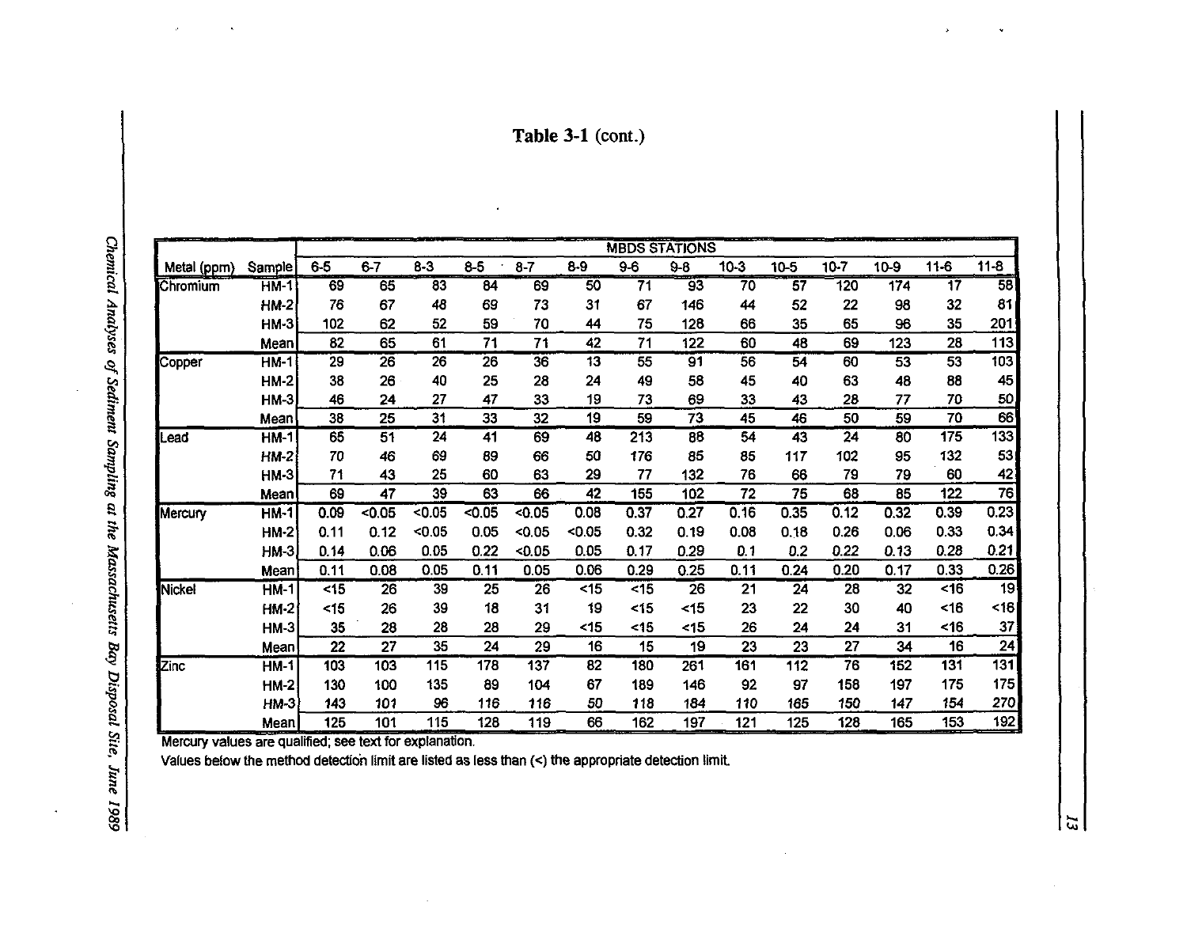**Table 3-1** (cont.)

| Metal (ppm) | Sample | MBDS STATIONS | | | | | | | | | | | | | |
|---|---|---|---|---|---|---|---|---|---|---|---|---|---|---|---|
| | | 6-5 | 6-7 | 8-3 | 8-5 | 8-7 | 8-9 | 9-6 | 9-8 | 10-3 | 10-5 | 10-7 | 10-9 | 11-6 | 11-8 |
| Chromium | HM-1 | 69 | 65 | 83 | 84 | 69 | 50 | 71 | 93 | 70 | 57 | 120 | 174 | 17 | 58 |
| | HM-2 | 76 | 67 | 48 | 69 | 73 | 31 | 67 | 146 | 44 | 52 | 22 | 98 | 32 | 81 |
| | HM-3 | 102 | 62 | 52 | 59 | 70 | 44 | 75 | 128 | 66 | 35 | 65 | 96 | 35 | 201 |
| | Mean | 82 | 65 | 61 | 71 | 71 | 42 | 71 | 122 | 60 | 48 | 69 | 123 | 28 | 113 |
| Copper | HM-1 | 29 | 26 | 26 | 26 | 36 | 13 | 55 | 91 | 56 | 54 | 60 | 53 | 53 | 103 |
| | HM-2 | 38 | 26 | 40 | 25 | 28 | 24 | 49 | 58 | 45 | 40 | 63 | 48 | 88 | 45 |
| | HM-3 | 46 | 24 | 27 | 47 | 33 | 19 | 73 | 69 | 33 | 43 | 28 | 77 | 70 | 50 |
| | Mean | 38 | 25 | 31 | 33 | 32 | 19 | 59 | 73 | 45 | 46 | 50 | 59 | 70 | 66 |
| Lead | HM-1 | 65 | 51 | 24 | 41 | 69 | 48 | 213 | 88 | 54 | 43 | 24 | 80 | 175 | 133 |
| | HM-2 | 70 | 46 | 69 | 89 | 66 | 50 | 176 | 85 | 85 | 117 | 102 | 95 | 132 | 53 |
| | HM-3 | 71 | 43 | 25 | 60 | 63 | 29 | 77 | 132 | 76 | 66 | 79 | 79 | 60 | 42 |
| | Mean | 69 | 47 | 39 | 63 | 66 | 42 | 155 | 102 | 72 | 75 | 68 | 85 | 122 | 76 |
| Mercury | HM-1 | 0.09 | <0.05 | <0.05 | <0.05 | <0.05 | 0.08 | 0.37 | 0.27 | 0.16 | 0.35 | 0.12 | 0.32 | 0.39 | 0.23 |
| | HM-2 | 0.11 | 0.12 | <0.05 | 0.05 | <0.05 | <0.05 | 0.32 | 0.19 | 0.08 | 0.18 | 0.26 | 0.06 | 0.33 | 0.34 |
| | HM-3 | 0.14 | 0.06 | 0.05 | 0.22 | <0.05 | 0.05 | 0.17 | 0.29 | 0.1 | 0.2 | 0.22 | 0.13 | 0.28 | 0.21 |
| | Mean | 0.11 | 0.08 | 0.05 | 0.11 | 0.05 | 0.06 | 0.29 | 0.25 | 0.11 | 0.24 | 0.20 | 0.17 | 0.33 | 0.26 |
| Nickel | HM-1 | <15 | 26 | 39 | 25 | 26 | <15 | <15 | 26 | 21 | 24 | 28 | 32 | <16 | 19 |
| | HM-2 | <15 | 26 | 39 | 18 | 31 | 19 | <15 | <15 | 23 | 22 | 30 | 40 | <16 | <16 |
| | HM-3 | 35 | 28 | 28 | 28 | 29 | <15 | <15 | <15 | 26 | 24 | 24 | 31 | <16 | 37 |
| | Mean | 22 | 27 | 35 | 24 | 29 | 16 | 15 | 19 | 23 | 23 | 27 | 34 | 16 | 24 |
| Zinc | HM-1 | 103 | 103 | 115 | 178 | 137 | 82 | 180 | 261 | 161 | 112 | 76 | 152 | 131 | 131 |
| | HM-2 | 130 | 100 | 135 | 89 | 104 | 67 | 189 | 146 | 92 | 97 | 158 | 197 | 175 | 175 |
| | HM-3 | 143 | 101 | 96 | 116 | 116 | 50 | 118 | 184 | 110 | 165 | 150 | 147 | 154 | 270 |
| | Mean | 125 | 101 | 115 | 128 | 119 | 66 | 162 | 197 | 121 | 125 | 128 | 165 | 153 | 192 |

Mercury values are qualified; see text for explanation.

Values below the method detection limit are listed as less than (<) the appropriate detection limit.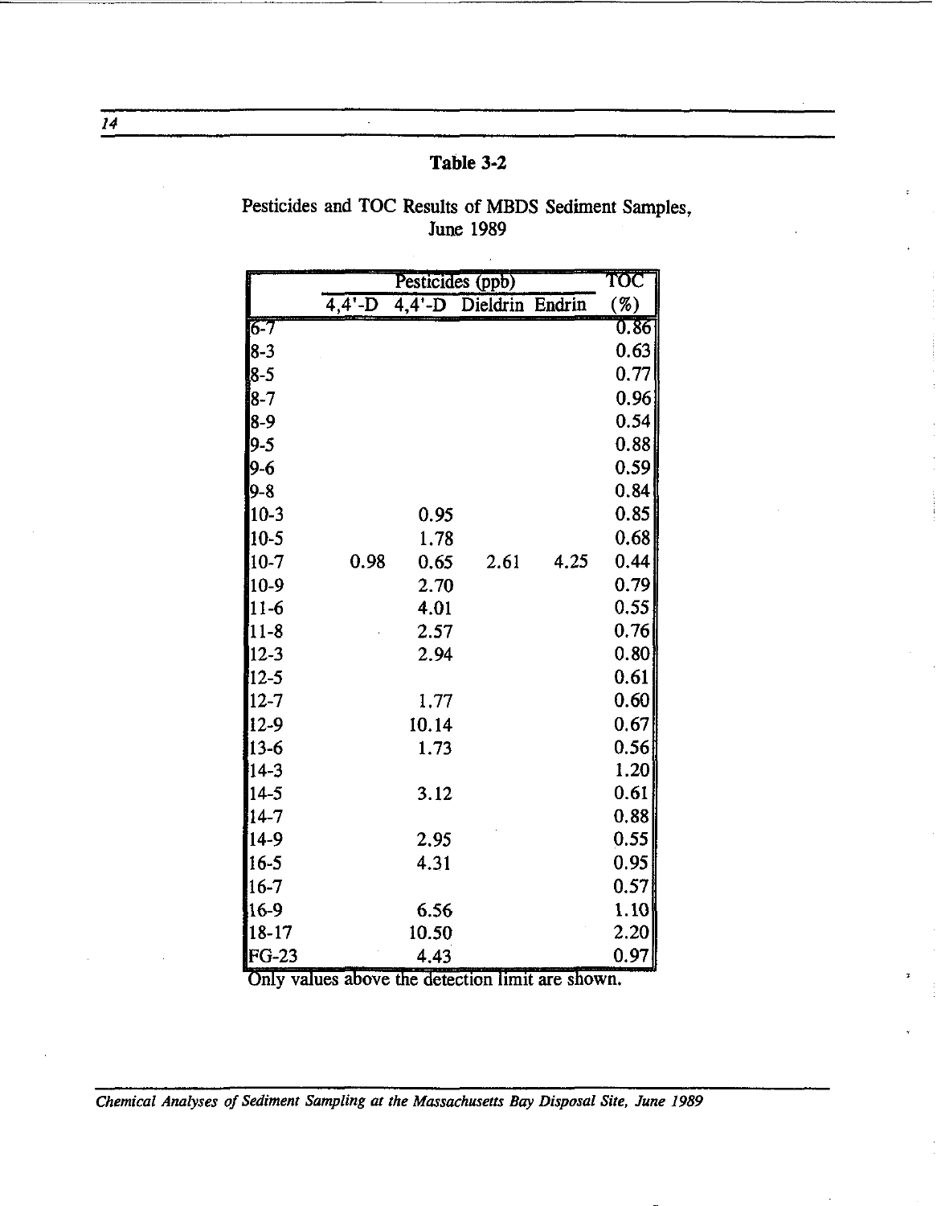**Table 3-2**

Pesticides and TOC Results of MBDS Sediment Samples, June 1989

| | Pesticides (ppb) | | | | TOC |
|---|---|---|---|---|---|
| | 4,4'-D | 4,4'-D | Dieldrin | Endrin | (%) |
| 6-7 | | | | | 0.86 |
| 8-3 | | | | | 0.63 |
| 8-5 | | | | | 0.77 |
| 8-7 | | | | | 0.96 |
| 8-9 | | | | | 0.54 |
| 9-5 | | | | | 0.88 |
| 9-6 | | | | | 0.59 |
| 9-8 | | | | | 0.84 |
| 10-3 | | 0.95 | | | 0.85 |
| 10-5 | | 1.78 | | | 0.68 |
| 10-7 | 0.98 | 0.65 | 2.61 | 4.25 | 0.44 |
| 10-9 | | 2.70 | | | 0.79 |
| 11-6 | | 4.01 | | | 0.55 |
| 11-8 | | 2.57 | | | 0.76 |
| 12-3 | | 2.94 | | | 0.80 |
| 12-5 | | | | | 0.61 |
| 12-7 | | 1.77 | | | 0.60 |
| 12-9 | | 10.14 | | | 0.67 |
| 13-6 | | 1.73 | | | 0.56 |
| 14-3 | | | | | 1.20 |
| 14-5 | | 3.12 | | | 0.61 |
| 14-7 | | | | | 0.88 |
| 14-9 | | 2.95 | | | 0.55 |
| 16-5 | | 4.31 | | | 0.95 |
| 16-7 | | | | | 0.57 |
| 16-9 | | 6.56 | | | 1.10 |
| 18-17 | | 10.50 | | | 2.20 |
| FG-23 | | 4.43 | | | 0.97 |

Only values above the detection limit are shown.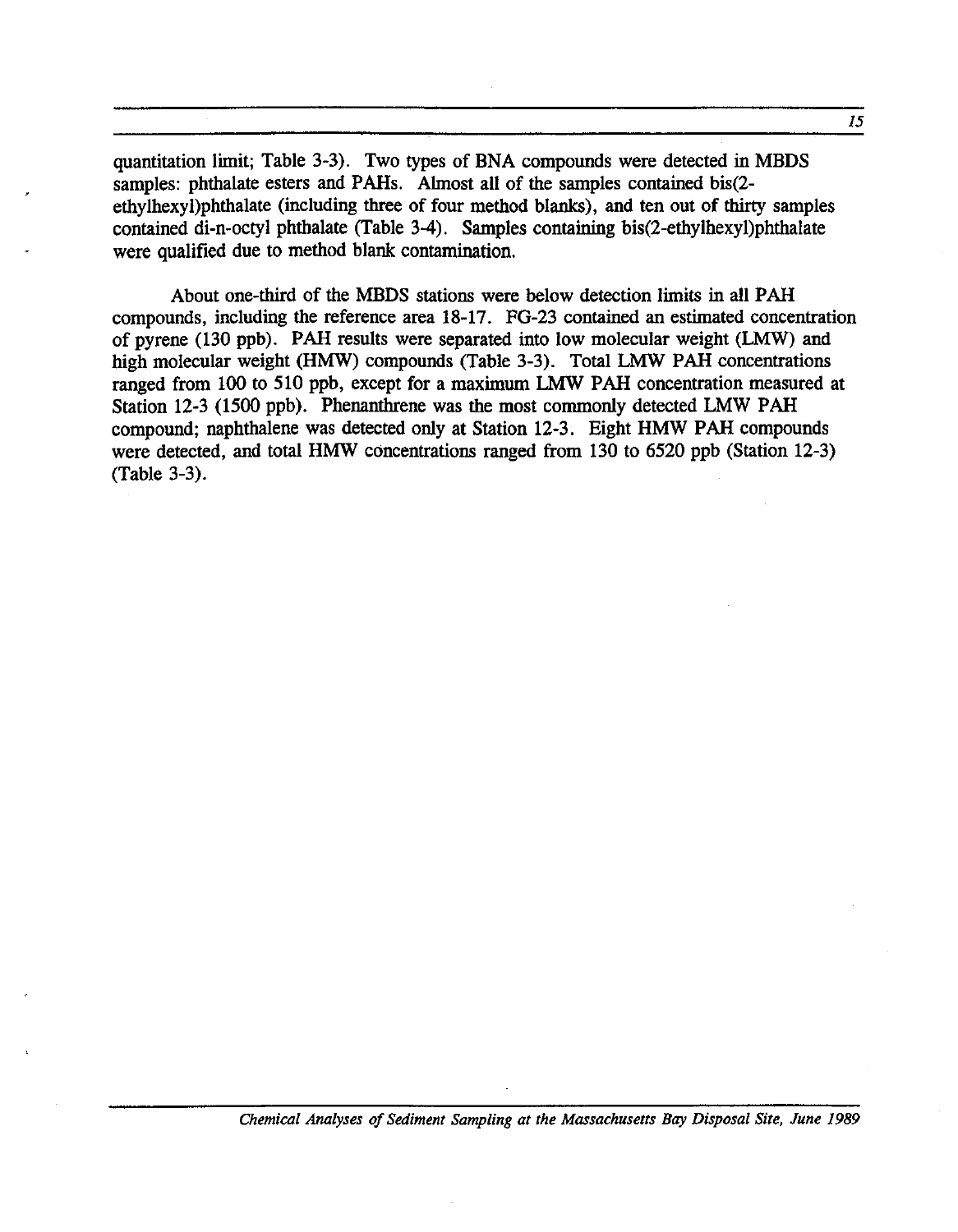quantitation limit; Table 3-3). Two types of BNA compounds were detected in MBDS samples: phthalate esters and PAHs. Almost all of the samples contained bis(2-ethylhexyl)phthalate (including three of four method blanks), and ten out of thirty samples contained di-n-octyl phthalate (Table 3-4). Samples containing bis(2-ethylhexyl)phthalate were qualified due to method blank contamination.

About one-third of the MBDS stations were below detection limits in all PAH compounds, including the reference area 18-17. FG-23 contained an estimated concentration of pyrene (130 ppb). PAH results were separated into low molecular weight (LMW) and high molecular weight (HMW) compounds (Table 3-3). Total LMW PAH concentrations ranged from 100 to 510 ppb, except for a maximum LMW PAH concentration measured at Station 12-3 (1500 ppb). Phenanthrene was the most commonly detected LMW PAH compound; naphthalene was detected only at Station 12-3. Eight HMW PAH compounds were detected, and total HMW concentrations ranged from 130 to 6520 ppb (Station 12-3) (Table 3-3).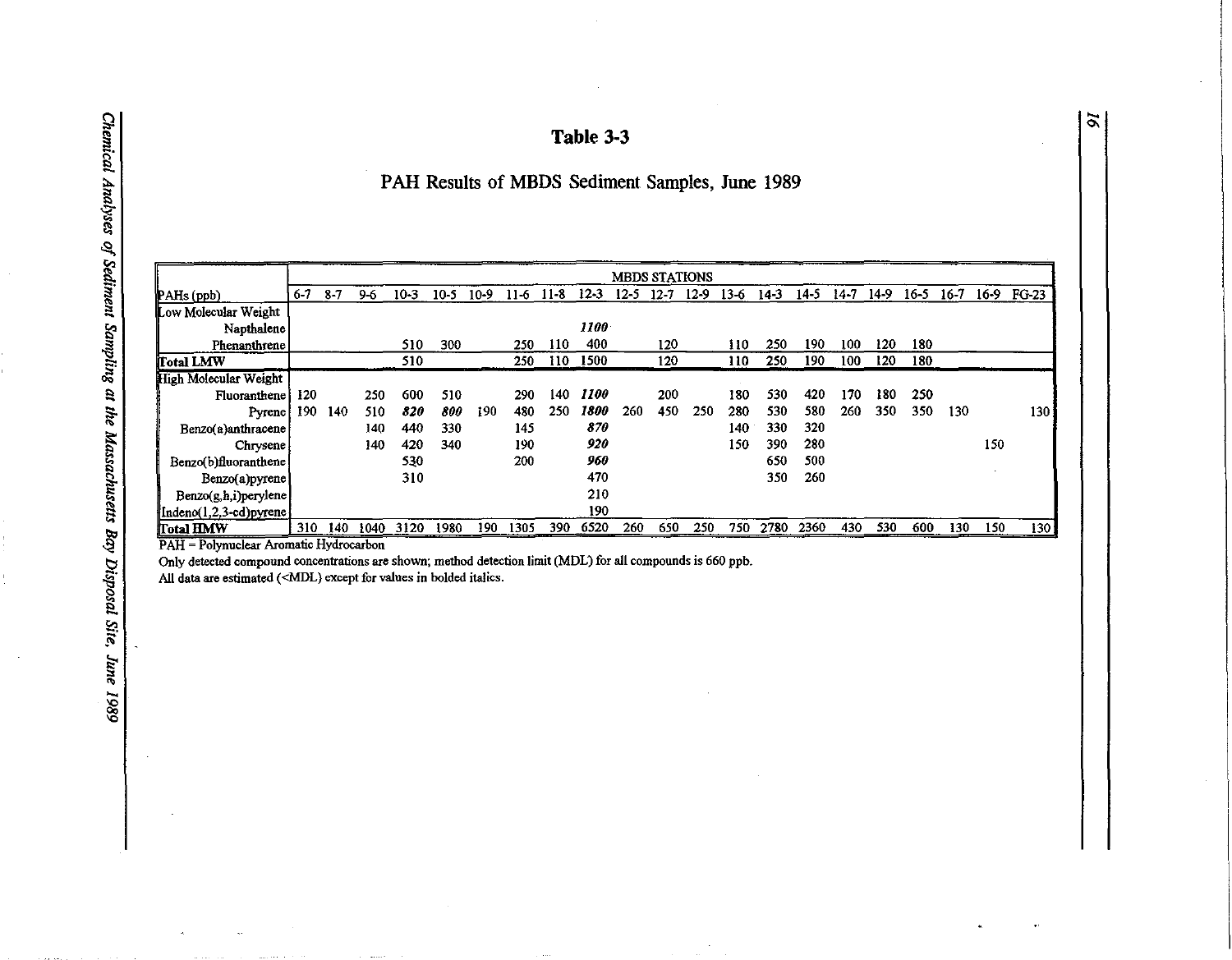# Table 3-3

## PAH Results of MBDS Sediment Samples, June 1989

| PAHs (ppb) | MBDS STATIONS | | | | | | | | | | | | | | | | | | | | |
|---|---|---|---|---|---|---|---|---|---|---|---|---|---|---|---|---|---|---|---|---|---|
| | 6-7 | 8-7 | 9-6 | 10-3 | 10-5 | 10-9 | 11-6 | 11-8 | 12-3 | 12-5 | 12-7 | 12-9 | 13-6 | 14-3 | 14-5 | 14-7 | 14-9 | 16-5 | 16-7 | 16-9 | FG-23 |
| Low Molecular Weight | | | | | | | | | | | | | | | | | | | | | |
| Napthalene | | | | | | | | | ***1100*** | | | | | | | | | | | | |
| Phenanthrene | | | | 510 | 300 | | 250 | 110 | 400 | | 120 | | 110 | 250 | 190 | 100 | 120 | 180 | | | |
| **Total LMW** | | | | 510 | | | 250 | 110 | 1500 | | 120 | | 110 | 250 | 190 | 100 | 120 | 180 | | | |
| High Molecular Weight | | | | | | | | | | | | | | | | | | | | | |
| Fluoranthene | 120 | | 250 | 600 | 510 | | 290 | 140 | ***1100*** | | 200 | | 180 | 530 | 420 | 170 | 180 | 250 | | | |
| Pyrene | 190 | 140 | 510 | ***820*** | ***800*** | 190 | 480 | 250 | ***1800*** | 260 | 450 | 250 | 280 | 530 | 580 | 260 | 350 | 350 | 130 | | 130 |
| Benzo(a)anthracene | | | 140 | 440 | 330 | | 145 | | ***870*** | | | | 140 | 330 | 320 | | | | | | |
| Chrysene | | | 140 | 420 | 340 | | 190 | | ***920*** | | | | 150 | 390 | 280 | | | | | 150 | |
| Benzo(b)fluoranthene | | | | 530 | | | 200 | | ***960*** | | | | | 650 | 500 | | | | | | |
| Benzo(a)pyrene | | | | 310 | | | | | 470 | | | | | 350 | 260 | | | | | | |
| Benzo(g,h,i)perylene | | | | | | | | | 210 | | | | | | | | | | | | |
| Indeno(1,2,3-cd)pyrene | | | | | | | | | 190 | | | | | | | | | | | | |
| **Total HMW** | 310 | 140 | 1040 | 3120 | 1980 | 190 | 1305 | 390 | 6520 | 260 | 650 | 250 | 750 | 2780 | 2360 | 430 | 530 | 600 | 130 | 150 | 130 |

PAH = Polynuclear Aromatic Hydrocarbon

Only detected compound concentrations are shown; method detection limit (MDL) for all compounds is 660 ppb.

All data are estimated (<MDL) except for values in bolded italics.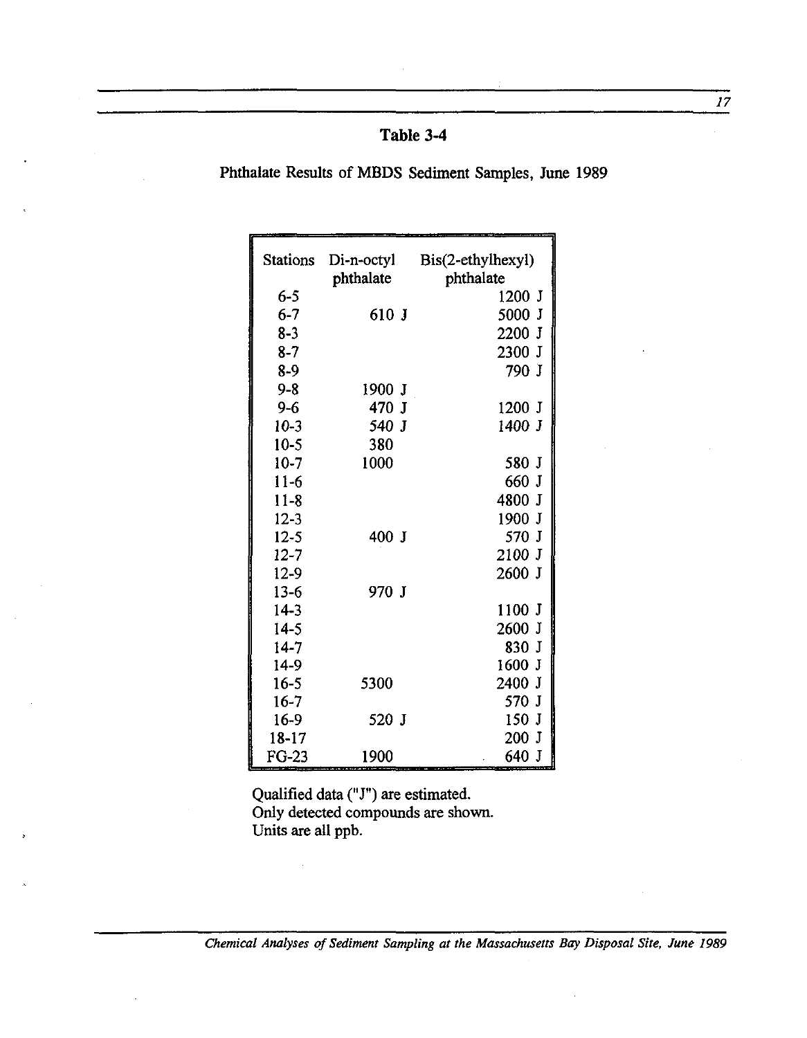# Table 3-4

Phthalate Results of MBDS Sediment Samples, June 1989

| Stations | Di-n-octyl phthalate | Bis(2-ethylhexyl) phthalate |
|---|---|---|
| 6-5 | | 1200 J |
| 6-7 | 610 J | 5000 J |
| 8-3 | | 2200 J |
| 8-7 | | 2300 J |
| 8-9 | | 790 J |
| 9-8 | 1900 J | |
| 9-6 | 470 J | 1200 J |
| 10-3 | 540 J | 1400 J |
| 10-5 | 380 | |
| 10-7 | 1000 | 580 J |
| 11-6 | | 660 J |
| 11-8 | | 4800 J |
| 12-3 | | 1900 J |
| 12-5 | 400 J | 570 J |
| 12-7 | | 2100 J |
| 12-9 | | 2600 J |
| 13-6 | 970 J | |
| 14-3 | | 1100 J |
| 14-5 | | 2600 J |
| 14-7 | | 830 J |
| 14-9 | | 1600 J |
| 16-5 | 5300 | 2400 J |
| 16-7 | | 570 J |
| 16-9 | 520 J | 150 J |
| 18-17 | | 200 J |
| FG-23 | 1900 | 640 J |

Qualified data ("J") are estimated.
Only detected compounds are shown.
Units are all ppb.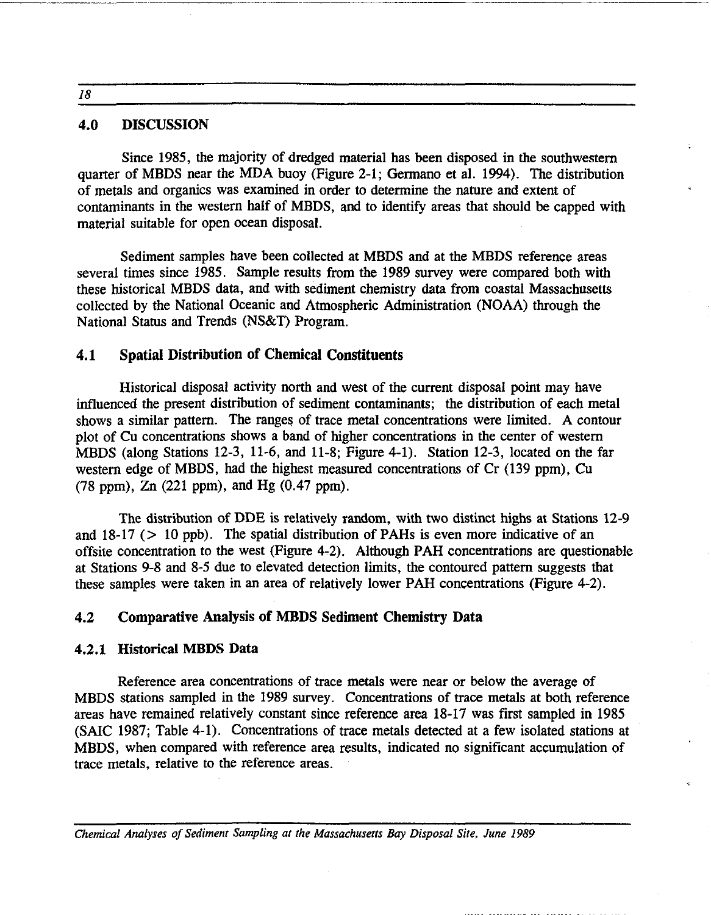## 4.0 DISCUSSION

Since 1985, the majority of dredged material has been disposed in the southwestern quarter of MBDS near the MDA buoy (Figure 2-1; Germano et al. 1994). The distribution of metals and organics was examined in order to determine the nature and extent of contaminants in the western half of MBDS, and to identify areas that should be capped with material suitable for open ocean disposal.

Sediment samples have been collected at MBDS and at the MBDS reference areas several times since 1985. Sample results from the 1989 survey were compared both with these historical MBDS data, and with sediment chemistry data from coastal Massachusetts collected by the National Oceanic and Atmospheric Administration (NOAA) through the National Status and Trends (NS&T) Program.

### 4.1 Spatial Distribution of Chemical Constituents

Historical disposal activity north and west of the current disposal point may have influenced the present distribution of sediment contaminants; the distribution of each metal shows a similar pattern. The ranges of trace metal concentrations were limited. A contour plot of Cu concentrations shows a band of higher concentrations in the center of western MBDS (along Stations 12-3, 11-6, and 11-8; Figure 4-1). Station 12-3, located on the far western edge of MBDS, had the highest measured concentrations of Cr (139 ppm), Cu (78 ppm), Zn (221 ppm), and Hg (0.47 ppm).

The distribution of DDE is relatively random, with two distinct highs at Stations 12-9 and 18-17 (> 10 ppb). The spatial distribution of PAHs is even more indicative of an offsite concentration to the west (Figure 4-2). Although PAH concentrations are questionable at Stations 9-8 and 8-5 due to elevated detection limits, the contoured pattern suggests that these samples were taken in an area of relatively lower PAH concentrations (Figure 4-2).

### 4.2 Comparative Analysis of MBDS Sediment Chemistry Data

#### 4.2.1 Historical MBDS Data

Reference area concentrations of trace metals were near or below the average of MBDS stations sampled in the 1989 survey. Concentrations of trace metals at both reference areas have remained relatively constant since reference area 18-17 was first sampled in 1985 (SAIC 1987; Table 4-1). Concentrations of trace metals detected at a few isolated stations at MBDS, when compared with reference area results, indicated no significant accumulation of trace metals, relative to the reference areas.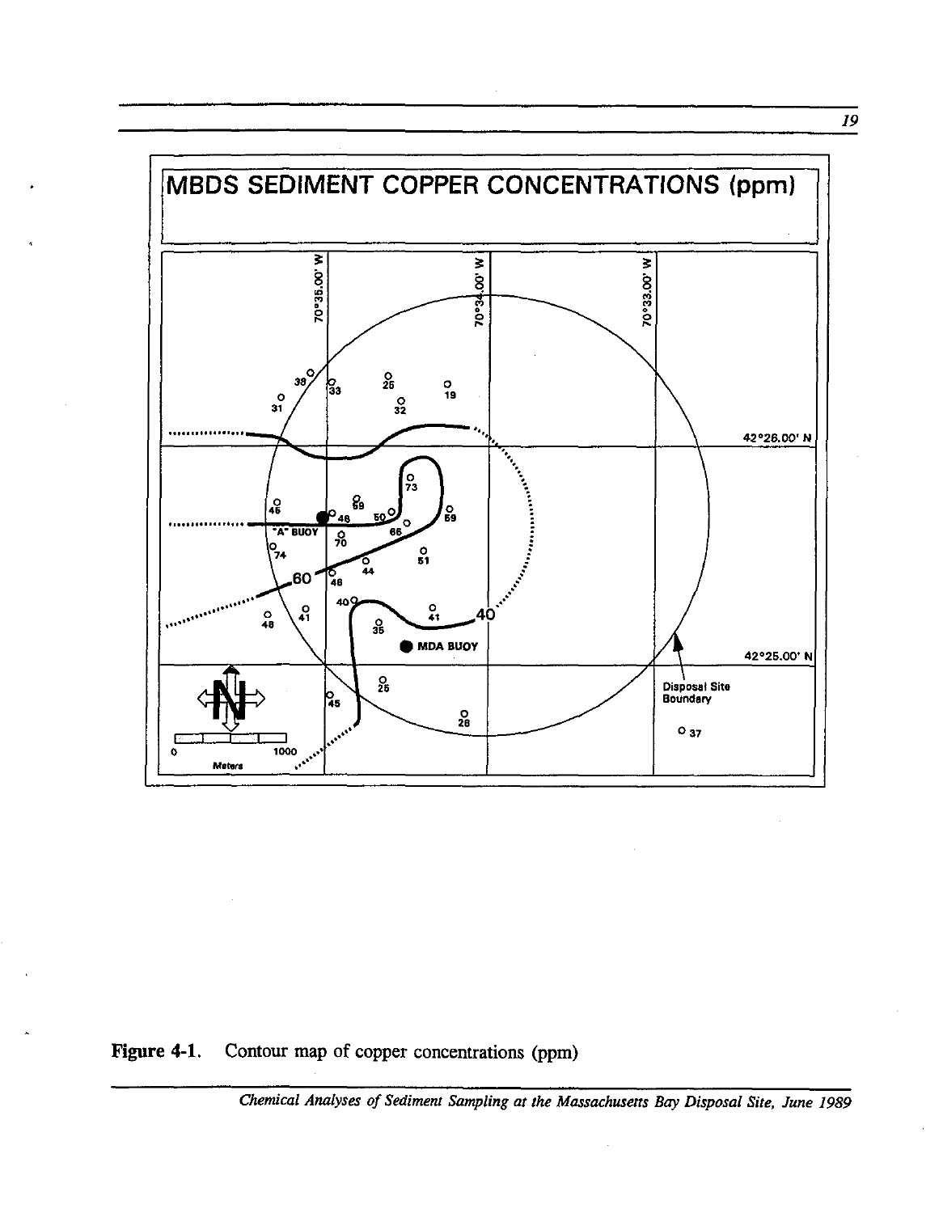MBDS SEDIMENT COPPER CONCENTRATIONS (ppm)

Figure 4-1. Contour map of copper concentrations (ppm)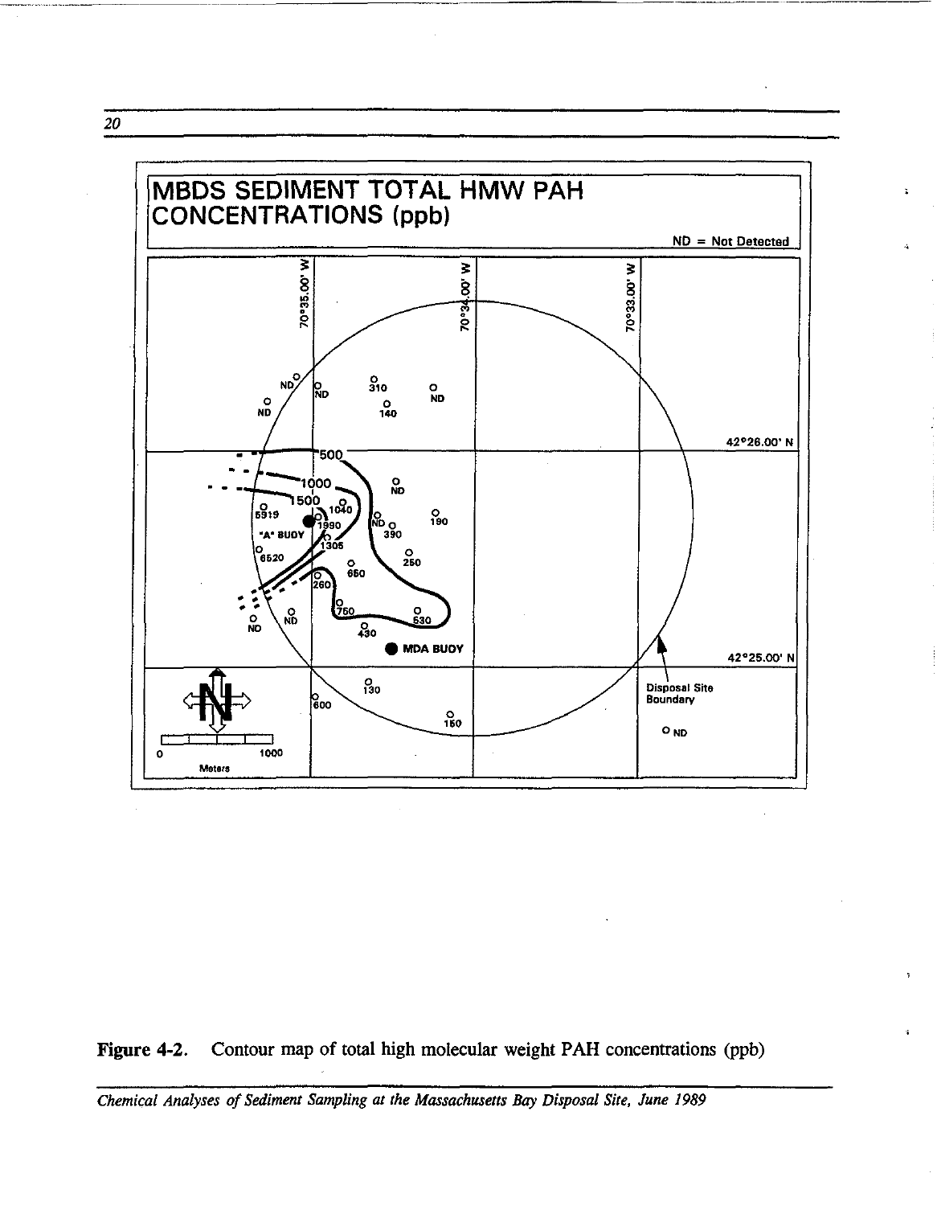**Figure 4-2.** Contour map of total high molecular weight PAH concentrations (ppb)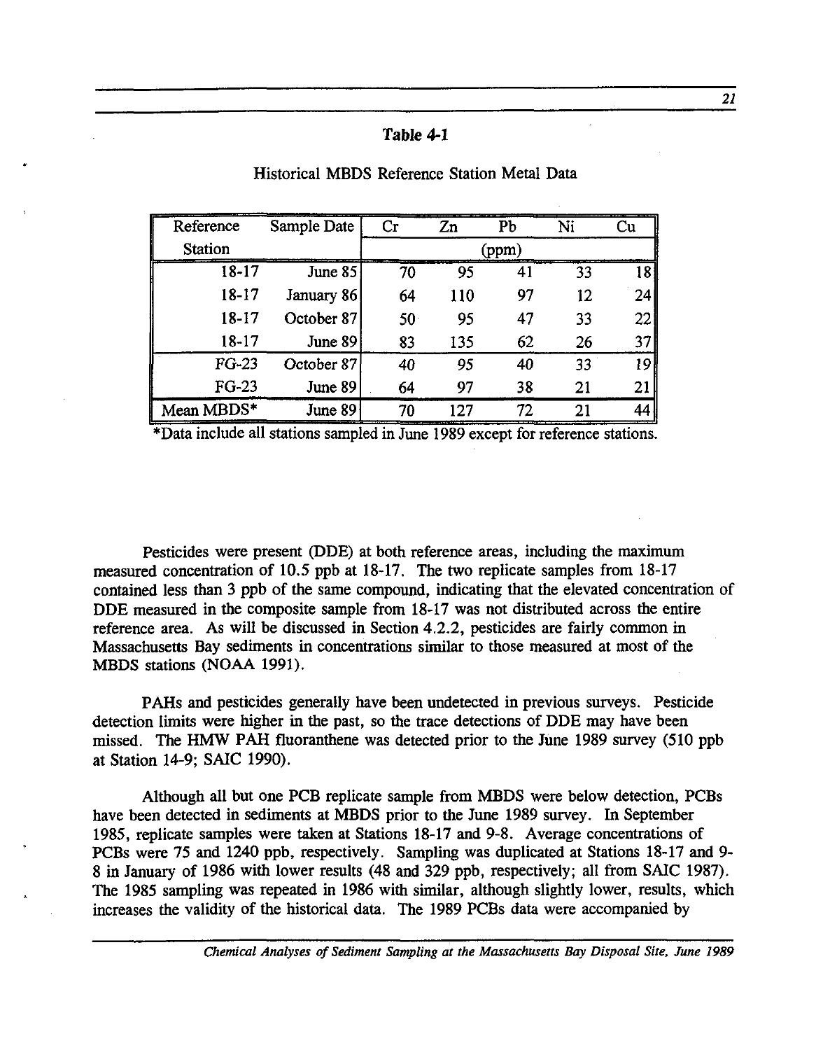**Table 4-1**

Historical MBDS Reference Station Metal Data

| Reference Station | Sample Date | Cr | Zn | Pb | Ni | Cu |
|---|---|---|---|---|---|---|
| | | (ppm) | | | | |
| 18-17 | June 85 | 70 | 95 | 41 | 33 | 18 |
| 18-17 | January 86 | 64 | 110 | 97 | 12 | 24 |
| 18-17 | October 87 | 50 | 95 | 47 | 33 | 22 |
| 18-17 | June 89 | 83 | 135 | 62 | 26 | 37 |
| FG-23 | October 87 | 40 | 95 | 40 | 33 | 19 |
| FG-23 | June 89 | 64 | 97 | 38 | 21 | 21 |
| Mean MBDS* | June 89 | 70 | 127 | 72 | 21 | 44 |

*Data include all stations sampled in June 1989 except for reference stations.

Pesticides were present (DDE) at both reference areas, including the maximum measured concentration of 10.5 ppb at 18-17. The two replicate samples from 18-17 contained less than 3 ppb of the same compound, indicating that the elevated concentration of DDE measured in the composite sample from 18-17 was not distributed across the entire reference area. As will be discussed in Section 4.2.2, pesticides are fairly common in Massachusetts Bay sediments in concentrations similar to those measured at most of the MBDS stations (NOAA 1991).

PAHs and pesticides generally have been undetected in previous surveys. Pesticide detection limits were higher in the past, so the trace detections of DDE may have been missed. The HMW PAH fluoranthene was detected prior to the June 1989 survey (510 ppb at Station 14-9; SAIC 1990).

Although all but one PCB replicate sample from MBDS were below detection, PCBs have been detected in sediments at MBDS prior to the June 1989 survey. In September 1985, replicate samples were taken at Stations 18-17 and 9-8. Average concentrations of PCBs were 75 and 1240 ppb, respectively. Sampling was duplicated at Stations 18-17 and 9-8 in January of 1986 with lower results (48 and 329 ppb, respectively; all from SAIC 1987). The 1985 sampling was repeated in 1986 with similar, although slightly lower, results, which increases the validity of the historical data. The 1989 PCBs data were accompanied by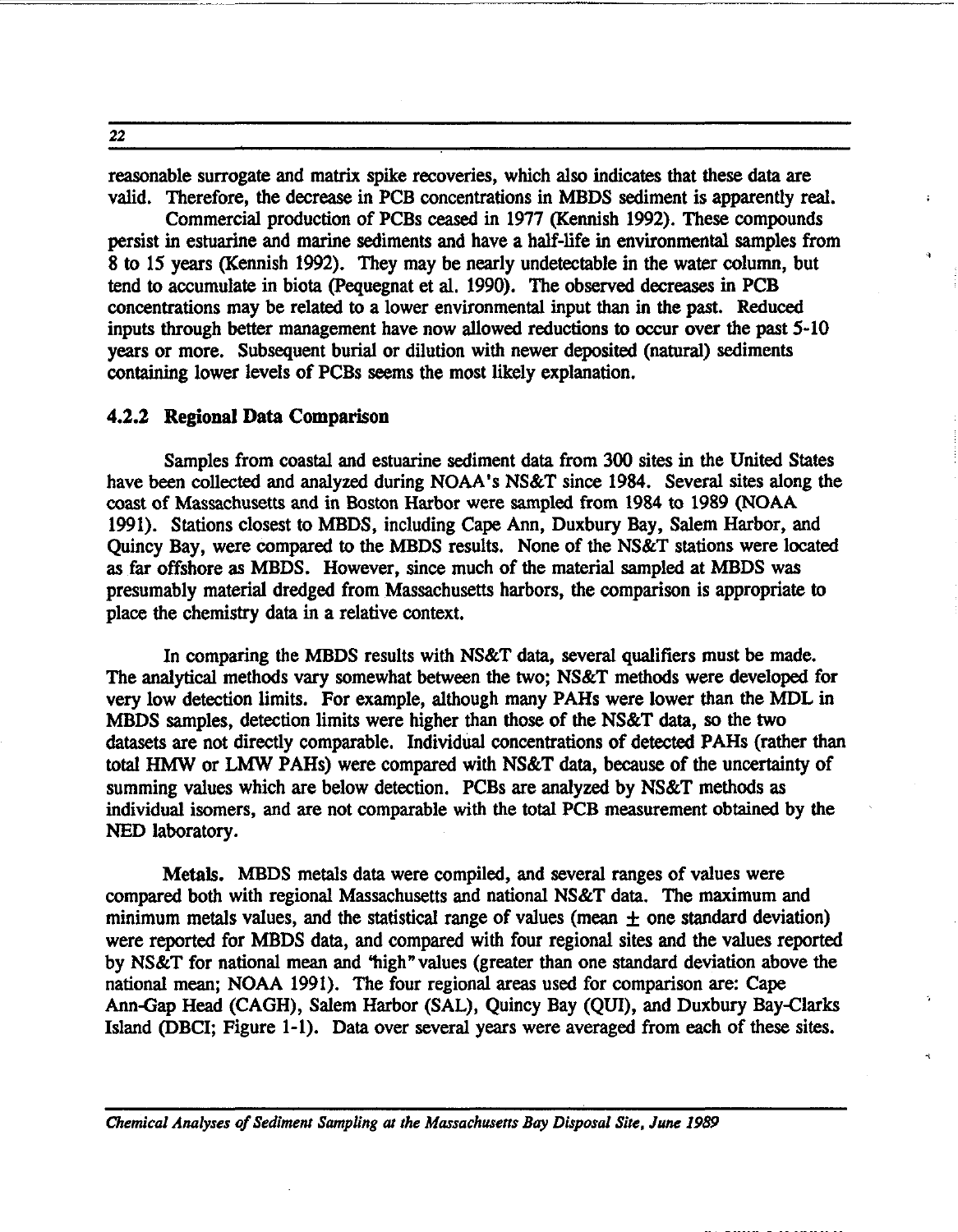reasonable surrogate and matrix spike recoveries, which also indicates that these data are valid. Therefore, the decrease in PCB concentrations in MBDS sediment is apparently real.

Commercial production of PCBs ceased in 1977 (Kennish 1992). These compounds persist in estuarine and marine sediments and have a half-life in environmental samples from 8 to 15 years (Kennish 1992). They may be nearly undetectable in the water column, but tend to accumulate in biota (Pequegnat et al. 1990). The observed decreases in PCB concentrations may be related to a lower environmental input than in the past. Reduced inputs through better management have now allowed reductions to occur over the past 5-10 years or more. Subsequent burial or dilution with newer deposited (natural) sediments containing lower levels of PCBs seems the most likely explanation.

### 4.2.2 Regional Data Comparison

Samples from coastal and estuarine sediment data from 300 sites in the United States have been collected and analyzed during NOAA's NS&T since 1984. Several sites along the coast of Massachusetts and in Boston Harbor were sampled from 1984 to 1989 (NOAA 1991). Stations closest to MBDS, including Cape Ann, Duxbury Bay, Salem Harbor, and Quincy Bay, were compared to the MBDS results. None of the NS&T stations were located as far offshore as MBDS. However, since much of the material sampled at MBDS was presumably material dredged from Massachusetts harbors, the comparison is appropriate to place the chemistry data in a relative context.

In comparing the MBDS results with NS&T data, several qualifiers must be made. The analytical methods vary somewhat between the two; NS&T methods were developed for very low detection limits. For example, although many PAHs were lower than the MDL in MBDS samples, detection limits were higher than those of the NS&T data, so the two datasets are not directly comparable. Individual concentrations of detected PAHs (rather than total HMW or LMW PAHs) were compared with NS&T data, because of the uncertainty of summing values which are below detection. PCBs are analyzed by NS&T methods as individual isomers, and are not comparable with the total PCB measurement obtained by the NED laboratory.

**Metals.** MBDS metals data were compiled, and several ranges of values were compared both with regional Massachusetts and national NS&T data. The maximum and minimum metals values, and the statistical range of values (mean $\pm$ one standard deviation) were reported for MBDS data, and compared with four regional sites and the values reported by NS&T for national mean and "high" values (greater than one standard deviation above the national mean; NOAA 1991). The four regional areas used for comparison are: Cape Ann-Gap Head (CAGH), Salem Harbor (SAL), Quincy Bay (QUI), and Duxbury Bay-Clarks Island (DBCI; Figure 1-1). Data over several years were averaged from each of these sites.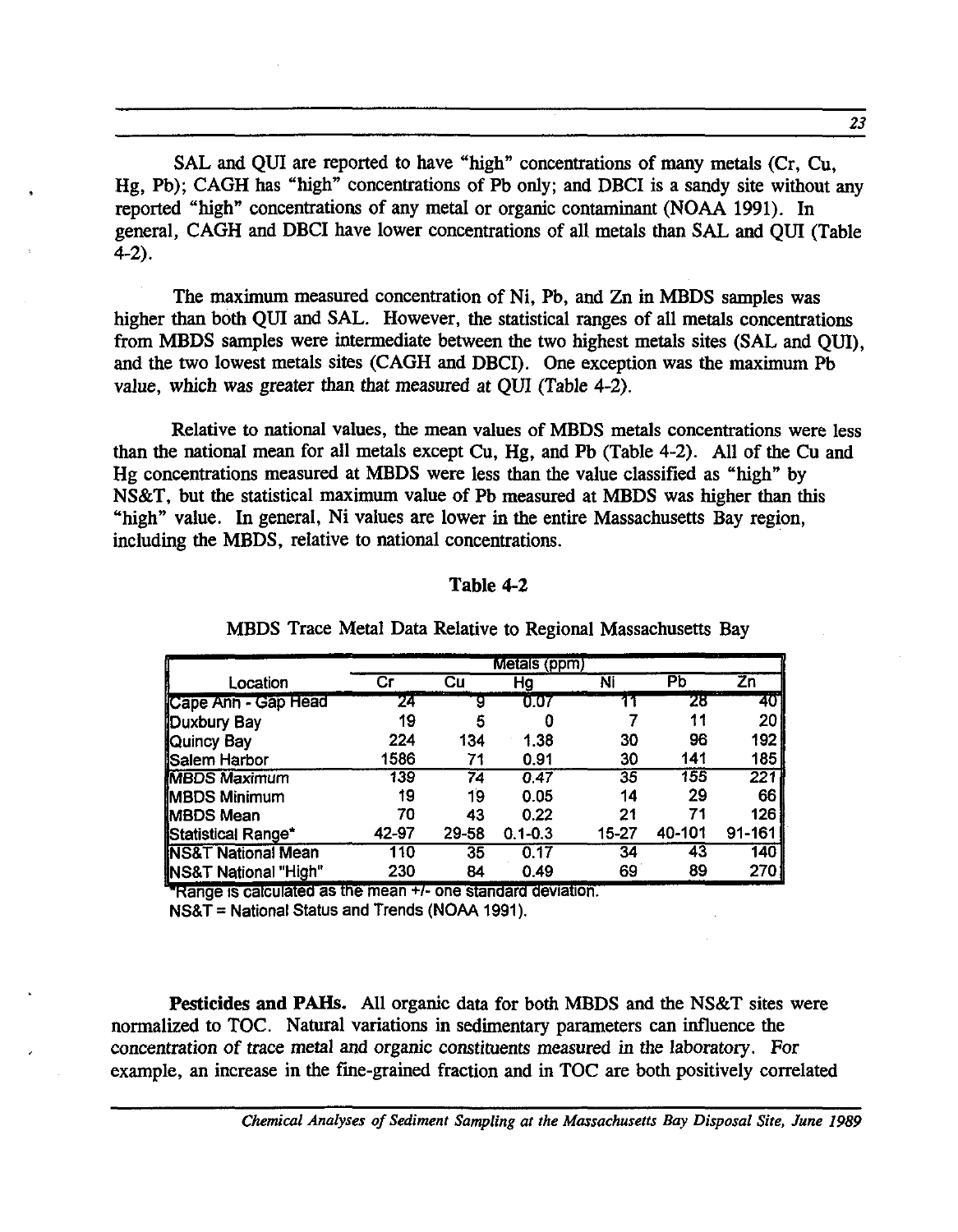SAL and QUI are reported to have "high" concentrations of many metals (Cr, Cu, Hg, Pb); CAGH has "high" concentrations of Pb only; and DBCI is a sandy site without any reported "high" concentrations of any metal or organic contaminant (NOAA 1991). In general, CAGH and DBCI have lower concentrations of all metals than SAL and QUI (Table 4-2).

The maximum measured concentration of Ni, Pb, and Zn in MBDS samples was higher than both QUI and SAL. However, the statistical ranges of all metals concentrations from MBDS samples were intermediate between the two highest metals sites (SAL and QUI), and the two lowest metals sites (CAGH and DBCI). One exception was the maximum Pb value, which was greater than that measured at QUI (Table 4-2).

Relative to national values, the mean values of MBDS metals concentrations were less than the national mean for all metals except Cu, Hg, and Pb (Table 4-2). All of the Cu and Hg concentrations measured at MBDS were less than the value classified as "high" by NS&T, but the statistical maximum value of Pb measured at MBDS was higher than this "high" value. In general, Ni values are lower in the entire Massachusetts Bay region, including the MBDS, relative to national concentrations.

**Table 4-2**

MBDS Trace Metal Data Relative to Regional Massachusetts Bay

| | Metals (ppm) | | | | | |
|---|---|---|---|---|---|---|
| Location | Cr | Cu | Hg | Ni | Pb | Zn |
| Cape Ann - Gap Head | 24 | 9 | 0.07 | 11 | 28 | 40 |
| Duxbury Bay | 19 | 5 | 0 | 7 | 11 | 20 |
| Quincy Bay | 224 | 134 | 1.38 | 30 | 96 | 192 |
| Salem Harbor | 1586 | 71 | 0.91 | 30 | 141 | 185 |
| MBDS Maximum | 139 | 74 | 0.47 | 35 | 155 | 221 |
| MBDS Minimum | 19 | 19 | 0.05 | 14 | 29 | 66 |
| MBDS Mean | 70 | 43 | 0.22 | 21 | 71 | 126 |
| Statistical Range* | 42-97 | 29-58 | 0.1-0.3 | 15-27 | 40-101 | 91-161 |
| NS&T National Mean | 110 | 35 | 0.17 | 34 | 43 | 140 |
| NS&T National "High" | 230 | 84 | 0.49 | 69 | 89 | 270 |

*Range is calculated as the mean +/- one standard deviation.
NS&T = National Status and Trends (NOAA 1991).

**Pesticides and PAHs.** All organic data for both MBDS and the NS&T sites were normalized to TOC. Natural variations in sedimentary parameters can influence the concentration of trace metal and organic constituents measured in the laboratory. For example, an increase in the fine-grained fraction and in TOC are both positively correlated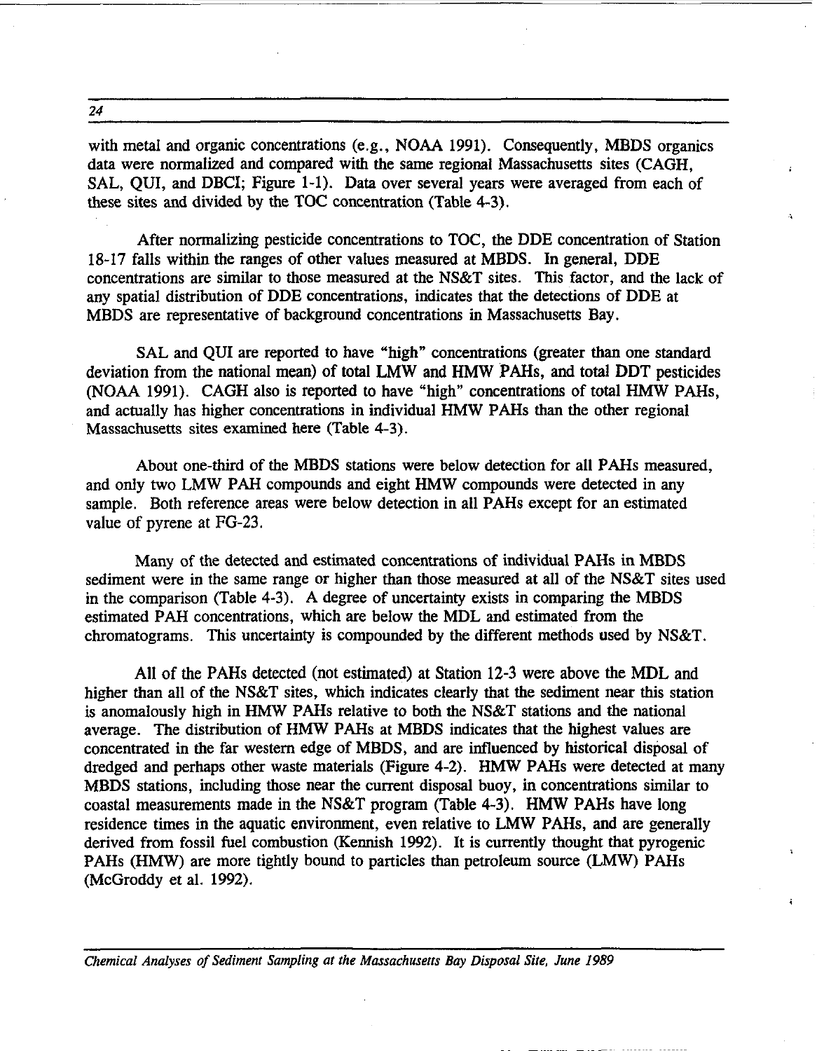with metal and organic concentrations (e.g., NOAA 1991). Consequently, MBDS organics data were normalized and compared with the same regional Massachusetts sites (CAGH, SAL, QUI, and DBCI; Figure 1-1). Data over several years were averaged from each of these sites and divided by the TOC concentration (Table 4-3).

After normalizing pesticide concentrations to TOC, the DDE concentration of Station 18-17 falls within the ranges of other values measured at MBDS. In general, DDE concentrations are similar to those measured at the NS&T sites. This factor, and the lack of any spatial distribution of DDE concentrations, indicates that the detections of DDE at MBDS are representative of background concentrations in Massachusetts Bay.

SAL and QUI are reported to have "high" concentrations (greater than one standard deviation from the national mean) of total LMW and HMW PAHs, and total DDT pesticides (NOAA 1991). CAGH also is reported to have "high" concentrations of total HMW PAHs, and actually has higher concentrations in individual HMW PAHs than the other regional Massachusetts sites examined here (Table 4-3).

About one-third of the MBDS stations were below detection for all PAHs measured, and only two LMW PAH compounds and eight HMW compounds were detected in any sample. Both reference areas were below detection in all PAHs except for an estimated value of pyrene at FG-23.

Many of the detected and estimated concentrations of individual PAHs in MBDS sediment were in the same range or higher than those measured at all of the NS&T sites used in the comparison (Table 4-3). A degree of uncertainty exists in comparing the MBDS estimated PAH concentrations, which are below the MDL and estimated from the chromatograms. This uncertainty is compounded by the different methods used by NS&T.

All of the PAHs detected (not estimated) at Station 12-3 were above the MDL and higher than all of the NS&T sites, which indicates clearly that the sediment near this station is anomalously high in HMW PAHs relative to both the NS&T stations and the national average. The distribution of HMW PAHs at MBDS indicates that the highest values are concentrated in the far western edge of MBDS, and are influenced by historical disposal of dredged and perhaps other waste materials (Figure 4-2). HMW PAHs were detected at many MBDS stations, including those near the current disposal buoy, in concentrations similar to coastal measurements made in the NS&T program (Table 4-3). HMW PAHs have long residence times in the aquatic environment, even relative to LMW PAHs, and are generally derived from fossil fuel combustion (Kennish 1992). It is currently thought that pyrogenic PAHs (HMW) are more tightly bound to particles than petroleum source (LMW) PAHs (McGroddy et al. 1992).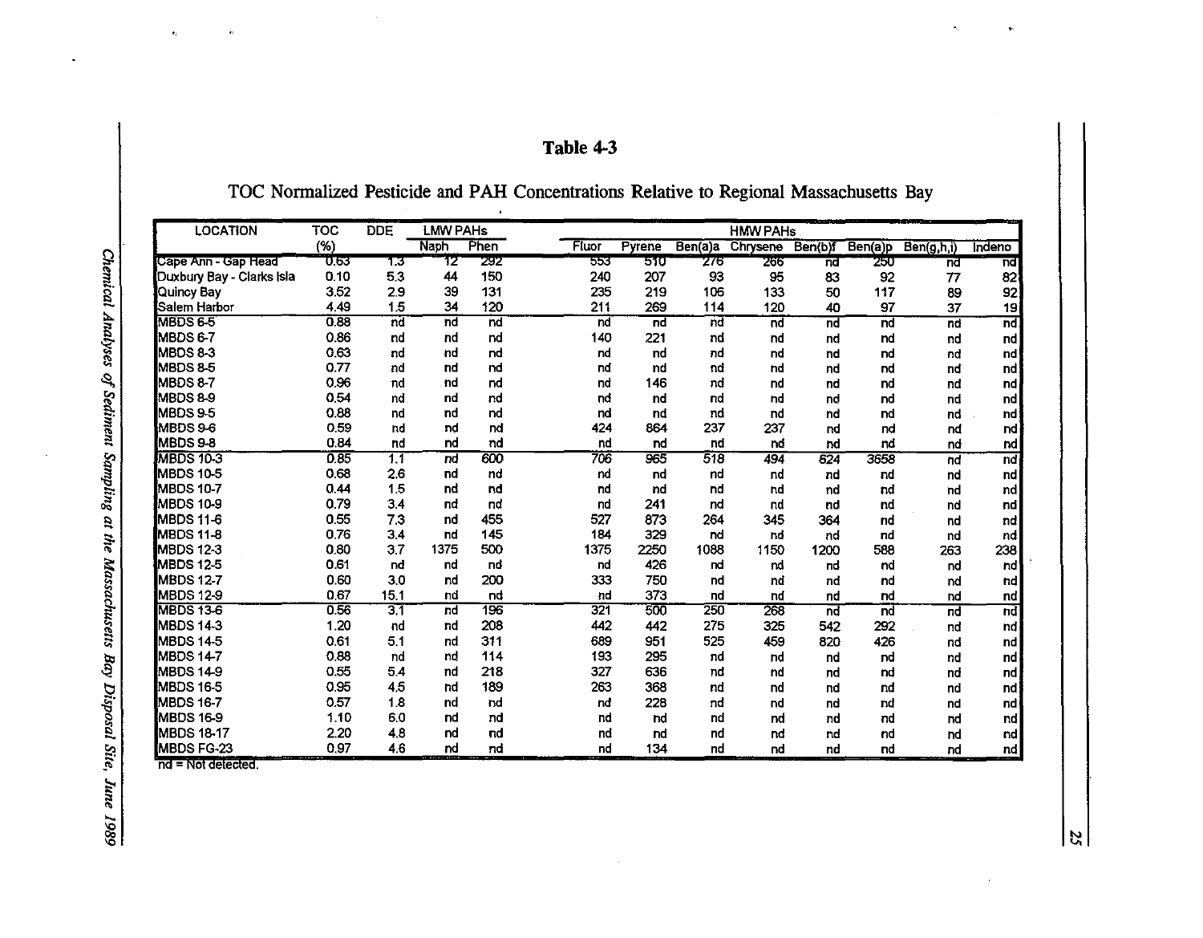# Table 4-3

## TOC Normalized Pesticide and PAH Concentrations Relative to Regional Massachusetts Bay

| LOCATION | TOC | DDE | LMW PAHs | | HMW PAHs | | | | | | | |
|---|---|---|---|---|---|---|---|---|---|---|---|---|
| | (%) | | Naph | Phen | Fluor | Pyrene | Ben(a)a | Chrysene | Ben(b)f | Ben(a)p | Ben(g,h,i) | Indeno |
| Cape Ann - Gap Head | 0.63 | 1.3 | 12 | 292 | 553 | 510 | 276 | 266 | nd | 250 | nd | nd |
| Duxbury Bay - Clarks Isla | 0.10 | 5.3 | 44 | 150 | 240 | 207 | 93 | 95 | 83 | 92 | 77 | 82 |
| Quincy Bay | 3.52 | 2.9 | 39 | 131 | 235 | 219 | 106 | 133 | 50 | 117 | 89 | 92 |
| Salem Harbor | 4.49 | 1.5 | 34 | 120 | 211 | 269 | 114 | 120 | 40 | 97 | 37 | 19 |
| MBDS 6-5 | 0.88 | nd | nd | nd | nd | nd | nd | nd | nd | nd | nd | nd |
| MBDS 6-7 | 0.86 | nd | nd | nd | 140 | 221 | nd | nd | nd | nd | nd | nd |
| MBDS 8-3 | 0.63 | nd | nd | nd | nd | nd | nd | nd | nd | nd | nd | nd |
| MBDS 8-5 | 0.77 | nd | nd | nd | nd | nd | nd | nd | nd | nd | nd | nd |
| MBDS 8-7 | 0.96 | nd | nd | nd | nd | 146 | nd | nd | nd | nd | nd | nd |
| MBDS 8-9 | 0.54 | nd | nd | nd | nd | nd | nd | nd | nd | nd | nd | nd |
| MBDS 9-5 | 0.88 | nd | nd | nd | nd | nd | nd | nd | nd | nd | nd | nd |
| MBDS 9-6 | 0.59 | nd | nd | nd | 424 | 864 | 237 | 237 | nd | nd | nd | nd |
| MBDS 9-8 | 0.84 | nd | nd | nd | nd | nd | nd | nd | nd | nd | nd | nd |
| MBDS 10-3 | 0.85 | 1.1 | nd | 600 | 706 | 965 | 518 | 494 | 624 | 3658 | nd | nd |
| MBDS 10-5 | 0.68 | 2.6 | nd | nd | nd | nd | nd | nd | nd | nd | nd | nd |
| MBDS 10-7 | 0.44 | 1.5 | nd | nd | nd | nd | nd | nd | nd | nd | nd | nd |
| MBDS 10-9 | 0.79 | 3.4 | nd | nd | nd | 241 | nd | nd | nd | nd | nd | nd |
| MBDS 11-6 | 0.55 | 7.3 | nd | 455 | 527 | 873 | 264 | 345 | 364 | nd | nd | nd |
| MBDS 11-8 | 0.76 | 3.4 | nd | 145 | 184 | 329 | nd | nd | nd | nd | nd | nd |
| MBDS 12-3 | 0.80 | 3.7 | 1375 | 500 | 1375 | 2250 | 1088 | 1150 | 1200 | 588 | 263 | 238 |
| MBDS 12-5 | 0.61 | nd | nd | nd | nd | 426 | nd | nd | nd | nd | nd | nd |
| MBDS 12-7 | 0.60 | 3.0 | nd | 200 | 333 | 750 | nd | nd | nd | nd | nd | nd |
| MBDS 12-9 | 0.67 | 15.1 | nd | nd | nd | 373 | nd | nd | nd | nd | nd | nd |
| MBDS 13-6 | 0.56 | 3.1 | nd | 196 | 321 | 500 | 250 | 268 | nd | nd | nd | nd |
| MBDS 14-3 | 1.20 | nd | nd | 208 | 442 | 442 | 275 | 325 | 542 | 292 | nd | nd |
| MBDS 14-5 | 0.61 | 5.1 | nd | 311 | 689 | 951 | 525 | 459 | 820 | 426 | nd | nd |
| MBDS 14-7 | 0.88 | nd | nd | 114 | 193 | 295 | nd | nd | nd | nd | nd | nd |
| MBDS 14-9 | 0.55 | 5.4 | nd | 218 | 327 | 636 | nd | nd | nd | nd | nd | nd |
| MBDS 16-5 | 0.95 | 4.5 | nd | 189 | 263 | 368 | nd | nd | nd | nd | nd | nd |
| MBDS 16-7 | 0.57 | 1.8 | nd | nd | nd | 228 | nd | nd | nd | nd | nd | nd |
| MBDS 16-9 | 1.10 | 6.0 | nd | nd | nd | nd | nd | nd | nd | nd | nd | nd |
| MBDS 18-17 | 2.20 | 4.8 | nd | nd | nd | nd | nd | nd | nd | nd | nd | nd |
| MBDS FG-23 | 0.97 | 4.6 | nd | nd | nd | 134 | nd | nd | nd | nd | nd | nd |

nd = Not detected.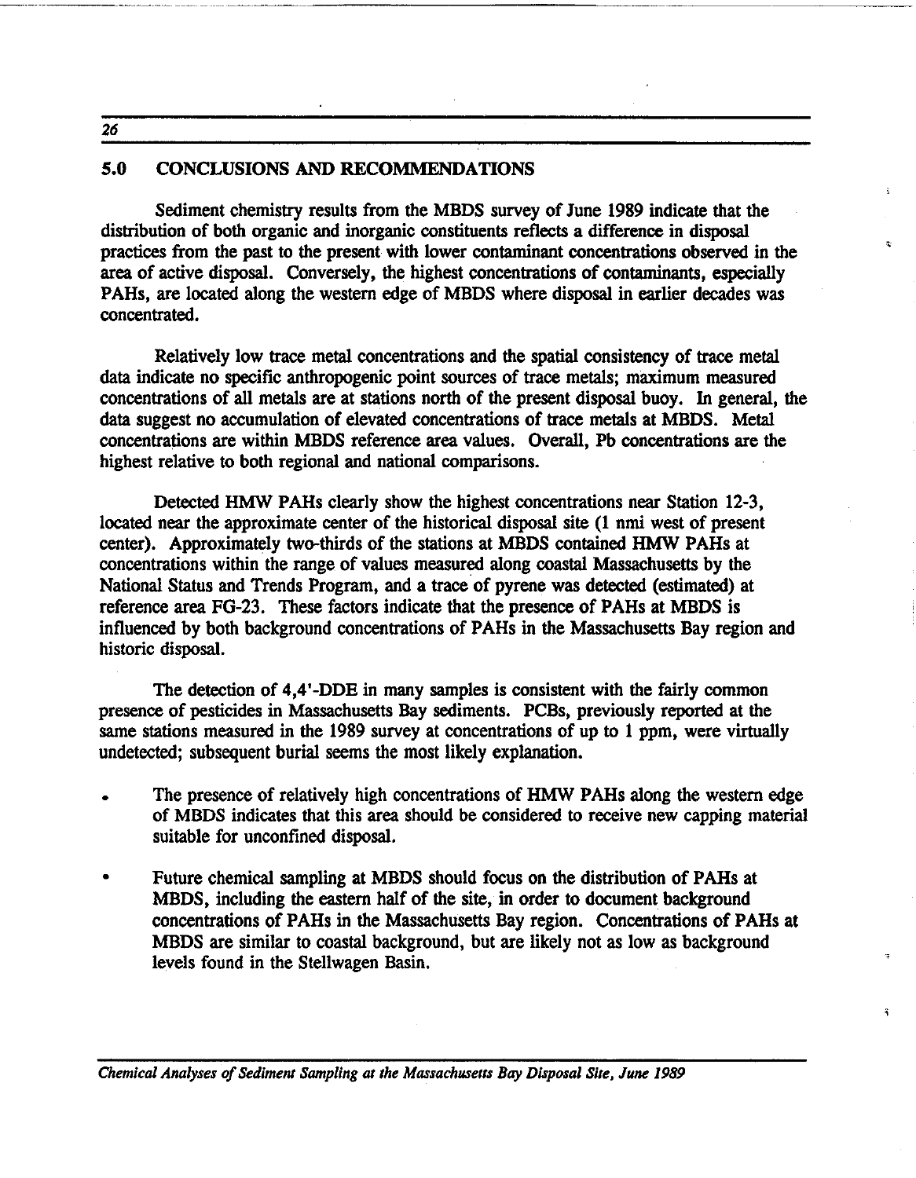## 5.0 CONCLUSIONS AND RECOMMENDATIONS

Sediment chemistry results from the MBDS survey of June 1989 indicate that the distribution of both organic and inorganic constituents reflects a difference in disposal practices from the past to the present with lower contaminant concentrations observed in the area of active disposal. Conversely, the highest concentrations of contaminants, especially PAHs, are located along the western edge of MBDS where disposal in earlier decades was concentrated.

Relatively low trace metal concentrations and the spatial consistency of trace metal data indicate no specific anthropogenic point sources of trace metals; maximum measured concentrations of all metals are at stations north of the present disposal buoy. In general, the data suggest no accumulation of elevated concentrations of trace metals at MBDS. Metal concentrations are within MBDS reference area values. Overall, Pb concentrations are the highest relative to both regional and national comparisons.

Detected HMW PAHs clearly show the highest concentrations near Station 12-3, located near the approximate center of the historical disposal site (1 nmi west of present center). Approximately two-thirds of the stations at MBDS contained HMW PAHs at concentrations within the range of values measured along coastal Massachusetts by the National Status and Trends Program, and a trace of pyrene was detected (estimated) at reference area FG-23. These factors indicate that the presence of PAHs at MBDS is influenced by both background concentrations of PAHs in the Massachusetts Bay region and historic disposal.

The detection of 4,4'-DDE in many samples is consistent with the fairly common presence of pesticides in Massachusetts Bay sediments. PCBs, previously reported at the same stations measured in the 1989 survey at concentrations of up to 1 ppm, were virtually undetected; subsequent burial seems the most likely explanation.

- The presence of relatively high concentrations of HMW PAHs along the western edge of MBDS indicates that this area should be considered to receive new capping material suitable for unconfined disposal.
- Future chemical sampling at MBDS should focus on the distribution of PAHs at MBDS, including the eastern half of the site, in order to document background concentrations of PAHs in the Massachusetts Bay region. Concentrations of PAHs at MBDS are similar to coastal background, but are likely not as low as background levels found in the Stellwagen Basin.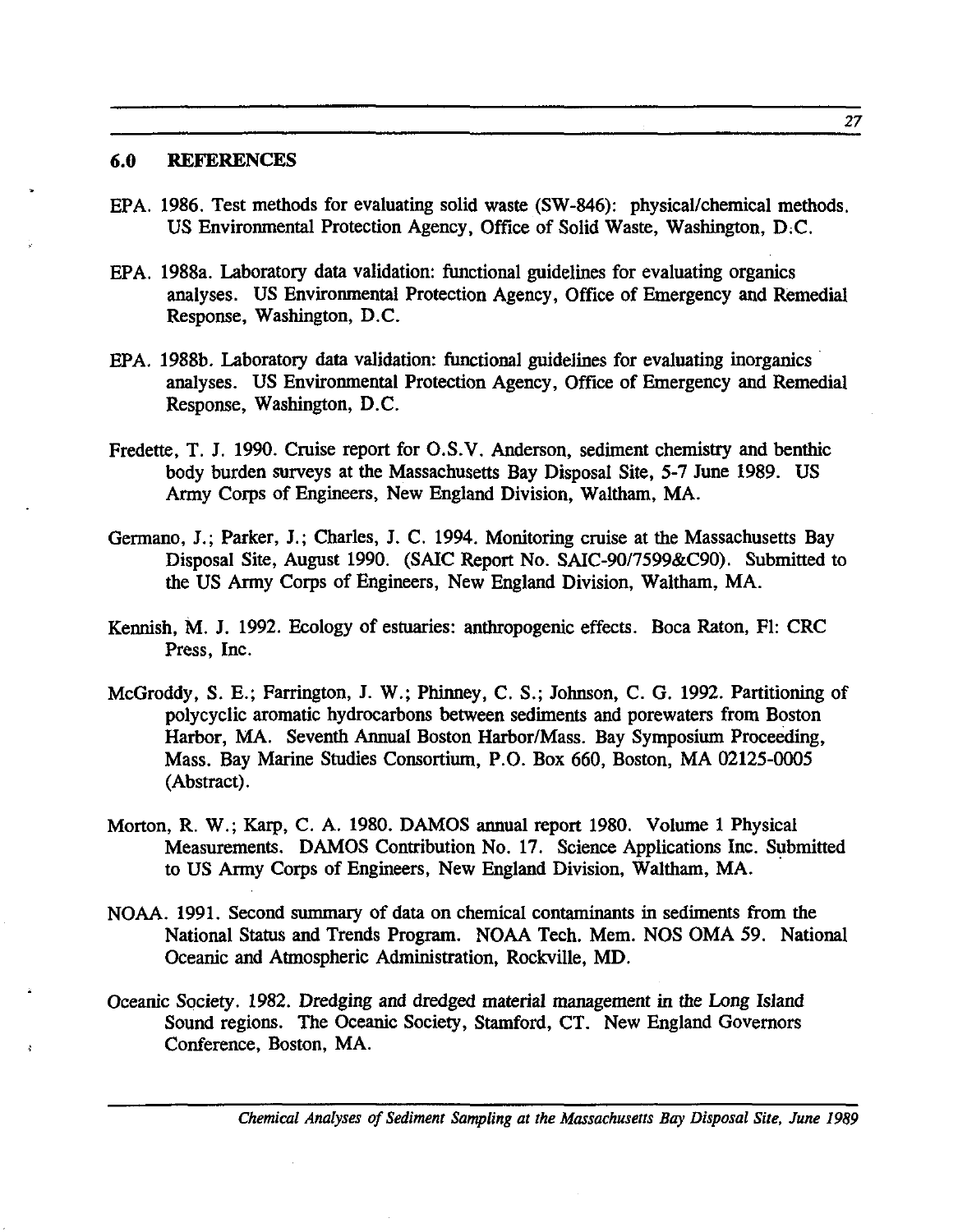## 6.0 REFERENCES

EPA. 1986. Test methods for evaluating solid waste (SW-846): physical/chemical methods. US Environmental Protection Agency, Office of Solid Waste, Washington, D.C.

EPA. 1988a. Laboratory data validation: functional guidelines for evaluating organics analyses. US Environmental Protection Agency, Office of Emergency and Remedial Response, Washington, D.C.

EPA. 1988b. Laboratory data validation: functional guidelines for evaluating inorganics analyses. US Environmental Protection Agency, Office of Emergency and Remedial Response, Washington, D.C.

Fredette, T. J. 1990. Cruise report for O.S.V. Anderson, sediment chemistry and benthic body burden surveys at the Massachusetts Bay Disposal Site, 5-7 June 1989. US Army Corps of Engineers, New England Division, Waltham, MA.

Germano, J.; Parker, J.; Charles, J. C. 1994. Monitoring cruise at the Massachusetts Bay Disposal Site, August 1990. (SAIC Report No. SAIC-90/7599&C90). Submitted to the US Army Corps of Engineers, New England Division, Waltham, MA.

Kennish, M. J. 1992. Ecology of estuaries: anthropogenic effects. Boca Raton, Fl: CRC Press, Inc.

McGroddy, S. E.; Farrington, J. W.; Phinney, C. S.; Johnson, C. G. 1992. Partitioning of polycyclic aromatic hydrocarbons between sediments and porewaters from Boston Harbor, MA. Seventh Annual Boston Harbor/Mass. Bay Symposium Proceeding, Mass. Bay Marine Studies Consortium, P.O. Box 660, Boston, MA 02125-0005 (Abstract).

Morton, R. W.; Karp, C. A. 1980. DAMOS annual report 1980. Volume 1 Physical Measurements. DAMOS Contribution No. 17. Science Applications Inc. Submitted to US Army Corps of Engineers, New England Division, Waltham, MA.

NOAA. 1991. Second summary of data on chemical contaminants in sediments from the National Status and Trends Program. NOAA Tech. Mem. NOS OMA 59. National Oceanic and Atmospheric Administration, Rockville, MD.

Oceanic Society. 1982. Dredging and dredged material management in the Long Island Sound regions. The Oceanic Society, Stamford, CT. New England Governors Conference, Boston, MA.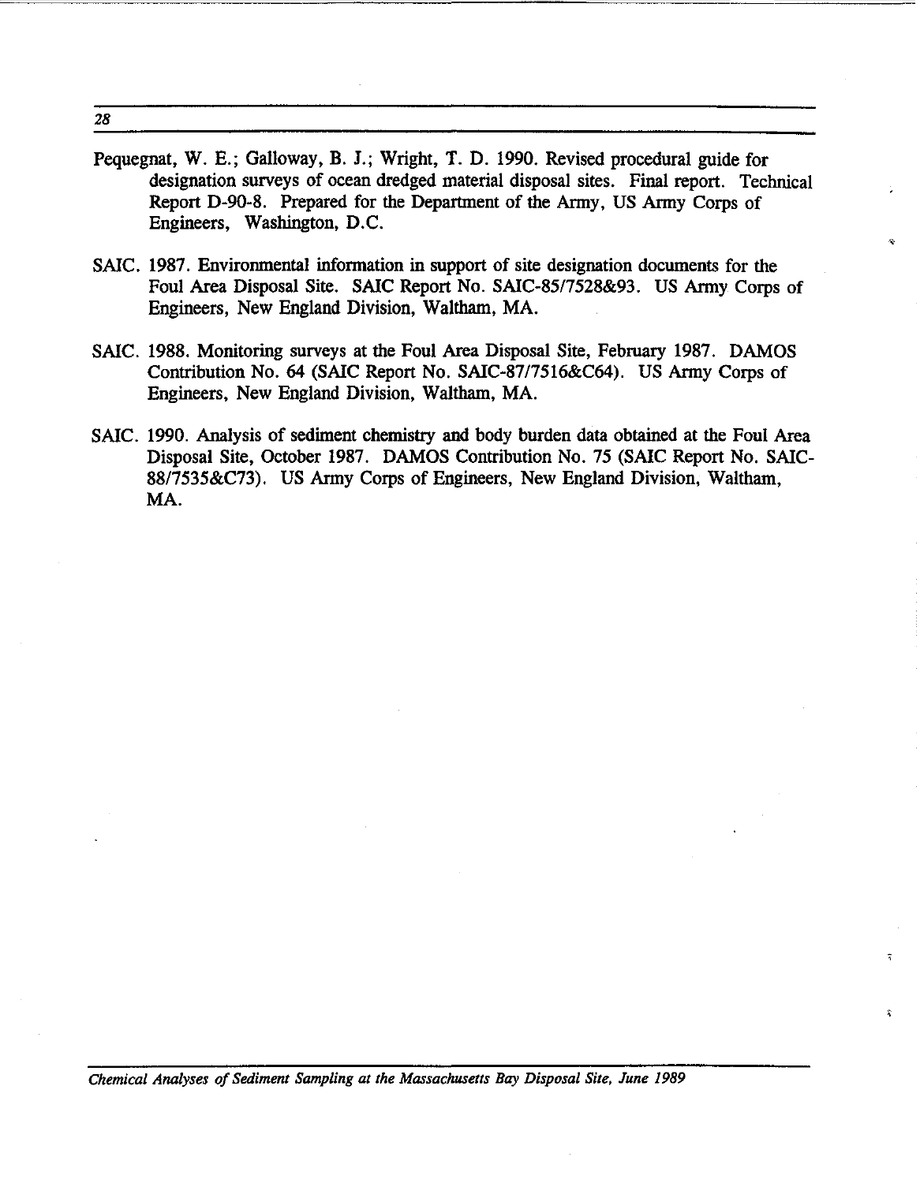Pequegnat, W. E.; Galloway, B. J.; Wright, T. D. 1990. Revised procedural guide for designation surveys of ocean dredged material disposal sites. Final report. Technical Report D-90-8. Prepared for the Department of the Army, US Army Corps of Engineers, Washington, D.C.

SAIC. 1987. Environmental information in support of site designation documents for the Foul Area Disposal Site. SAIC Report No. SAIC-85/7528&93. US Army Corps of Engineers, New England Division, Waltham, MA.

SAIC. 1988. Monitoring surveys at the Foul Area Disposal Site, February 1987. DAMOS Contribution No. 64 (SAIC Report No. SAIC-87/7516&C64). US Army Corps of Engineers, New England Division, Waltham, MA.

SAIC. 1990. Analysis of sediment chemistry and body burden data obtained at the Foul Area Disposal Site, October 1987. DAMOS Contribution No. 75 (SAIC Report No. SAIC-88/7535&C73). US Army Corps of Engineers, New England Division, Waltham, MA.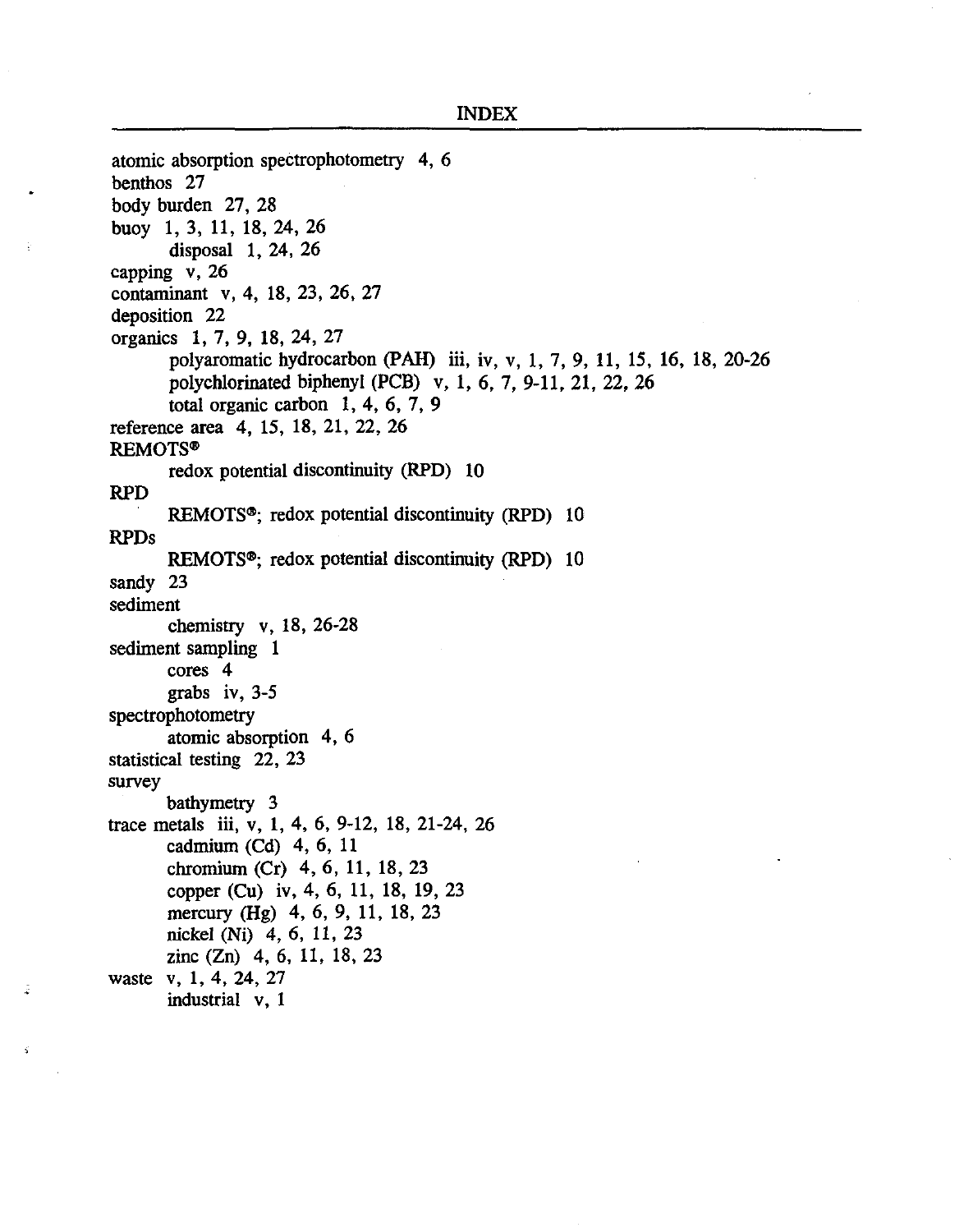# INDEX

atomic absorption spectrophotometry 4, 6
benthos 27
body burden 27, 28
buoy 1, 3, 11, 18, 24, 26
    disposal 1, 24, 26
capping v, 26
contaminant v, 4, 18, 23, 26, 27
deposition 22
organics 1, 7, 9, 18, 24, 27
    polyaromatic hydrocarbon (PAH) iii, iv, v, 1, 7, 9, 11, 15, 16, 18, 20-26
    polychlorinated biphenyl (PCB) v, 1, 6, 7, 9-11, 21, 22, 26
    total organic carbon 1, 4, 6, 7, 9
reference area 4, 15, 18, 21, 22, 26
REMOTS®
    redox potential discontinuity (RPD) 10
RPD
    REMOTS®; redox potential discontinuity (RPD) 10
RPDs
    REMOTS®; redox potential discontinuity (RPD) 10
sandy 23
sediment
    chemistry v, 18, 26-28
sediment sampling 1
    cores 4
    grabs iv, 3-5
spectrophotometry
    atomic absorption 4, 6
statistical testing 22, 23
survey
    bathymetry 3
trace metals iii, v, 1, 4, 6, 9-12, 18, 21-24, 26
    cadmium (Cd) 4, 6, 11
    chromium (Cr) 4, 6, 11, 18, 23
    copper (Cu) iv, 4, 6, 11, 18, 19, 23
    mercury (Hg) 4, 6, 9, 11, 18, 23
    nickel (Ni) 4, 6, 11, 23
    zinc (Zn) 4, 6, 11, 18, 23
waste v, 1, 4, 24, 27
    industrial v, 1